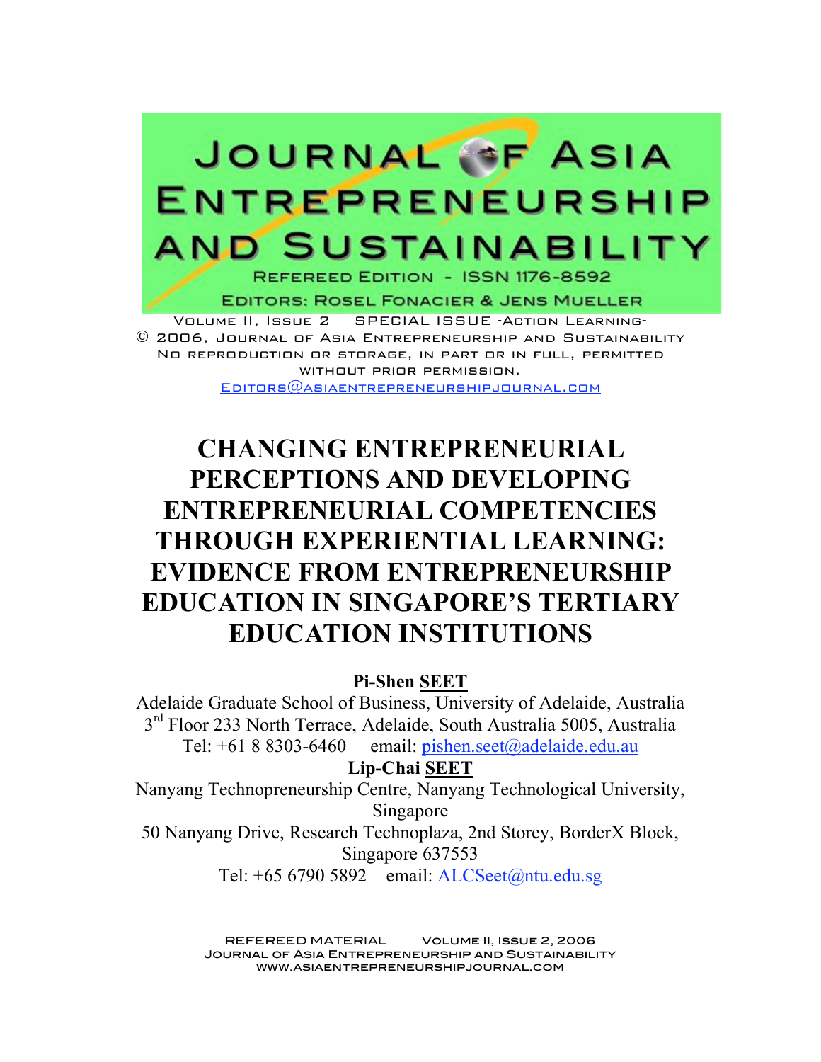# JOURNAL OF ASIA ENTREPRENEURSHIP AND SUSTAINABILITY

REFEREED EDITION - ISSN 1176-8592

EDITORS: ROSEL FONACIER & JENS MUELLER

VOLUME II, ISSUE 2 SPECIAL ISSUE -ACTION LEARNING-

© 2006, JOURNAL OF ASIA ENTREPRENEURSHIP AND SUSTAINABILITY

NO REPRODUCTION OR STORAGE, IN PART OR IN FULL, PERMITTED WITHOUT PRIOR PERMISSION.

EDITORS@ASIAENTREPRENEURSHIPJOURNAL.COM

# CHANGING ENTREPRENEURIAL PERCEPTIONS AND DEVELOPING ENTREPRENEURIAL COMPETENCIES THROUGH EXPERIENTIAL LEARNING: EVIDENCE FROM ENTREPRENEURSHIP EDUCATION IN SINGAPORE'S TERTIARY EDUCATION INSTITUTIONS

**Pi-Shen SEET**

Adelaide Graduate School of Business, University of Adelaide, Australia
3rd Floor 233 North Terrace, Adelaide, South Australia 5005, Australia
Tel: +61 8 8303-6460 email: pishen.seet@adelaide.edu.au

**Lip-Chai SEET**

Nanyang Technopreneurship Centre, Nanyang Technological University, Singapore
50 Nanyang Drive, Research Technoplaza, 2nd Storey, BorderX Block, Singapore 637553
Tel: +65 6790 5892 email: ALCSeet@ntu.edu.sg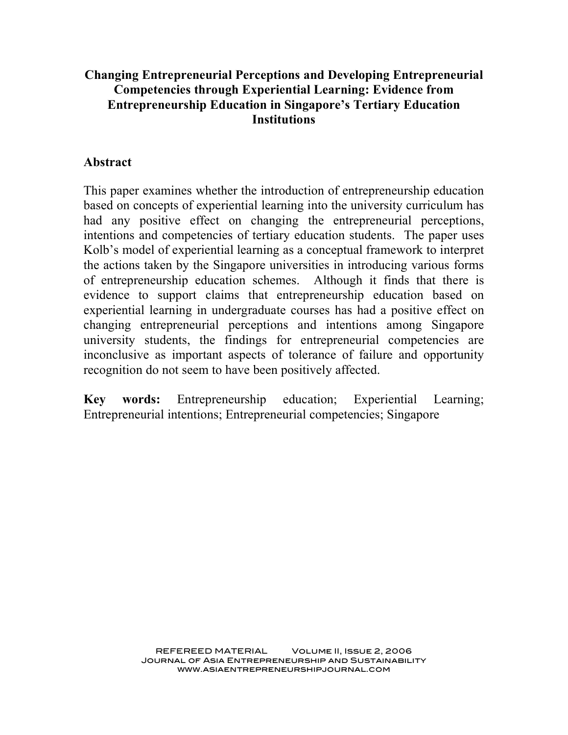# Changing Entrepreneurial Perceptions and Developing Entrepreneurial Competencies through Experiential Learning: Evidence from Entrepreneurship Education in Singapore's Tertiary Education Institutions

## Abstract

This paper examines whether the introduction of entrepreneurship education based on concepts of experiential learning into the university curriculum has had any positive effect on changing the entrepreneurial perceptions, intentions and competencies of tertiary education students. The paper uses Kolb's model of experiential learning as a conceptual framework to interpret the actions taken by the Singapore universities in introducing various forms of entrepreneurship education schemes. Although it finds that there is evidence to support claims that entrepreneurship education based on experiential learning in undergraduate courses has had a positive effect on changing entrepreneurial perceptions and intentions among Singapore university students, the findings for entrepreneurial competencies are inconclusive as important aspects of tolerance of failure and opportunity recognition do not seem to have been positively affected.

**Key words:** Entrepreneurship education; Experiential Learning; Entrepreneurial intentions; Entrepreneurial competencies; Singapore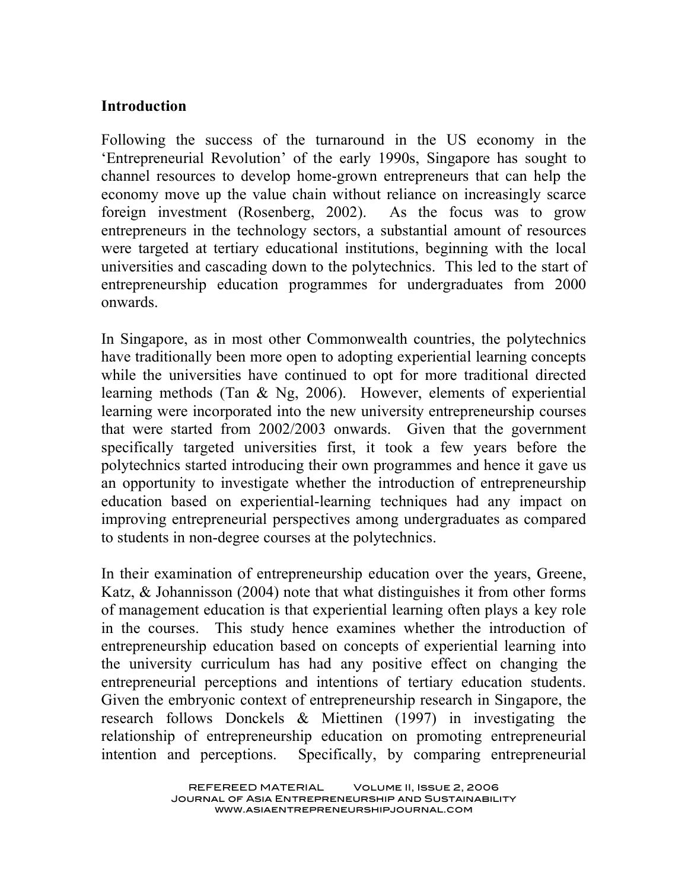## Introduction

Following the success of the turnaround in the US economy in the 'Entrepreneurial Revolution' of the early 1990s, Singapore has sought to channel resources to develop home-grown entrepreneurs that can help the economy move up the value chain without reliance on increasingly scarce foreign investment (Rosenberg, 2002). As the focus was to grow entrepreneurs in the technology sectors, a substantial amount of resources were targeted at tertiary educational institutions, beginning with the local universities and cascading down to the polytechnics. This led to the start of entrepreneurship education programmes for undergraduates from 2000 onwards.

In Singapore, as in most other Commonwealth countries, the polytechnics have traditionally been more open to adopting experiential learning concepts while the universities have continued to opt for more traditional directed learning methods (Tan & Ng, 2006). However, elements of experiential learning were incorporated into the new university entrepreneurship courses that were started from 2002/2003 onwards. Given that the government specifically targeted universities first, it took a few years before the polytechnics started introducing their own programmes and hence it gave us an opportunity to investigate whether the introduction of entrepreneurship education based on experiential-learning techniques had any impact on improving entrepreneurial perspectives among undergraduates as compared to students in non-degree courses at the polytechnics.

In their examination of entrepreneurship education over the years, Greene, Katz, & Johannisson (2004) note that what distinguishes it from other forms of management education is that experiential learning often plays a key role in the courses. This study hence examines whether the introduction of entrepreneurship education based on concepts of experiential learning into the university curriculum has had any positive effect on changing the entrepreneurial perceptions and intentions of tertiary education students. Given the embryonic context of entrepreneurship research in Singapore, the research follows Donckels & Miettinen (1997) in investigating the relationship of entrepreneurship education on promoting entrepreneurial intention and perceptions. Specifically, by comparing entrepreneurial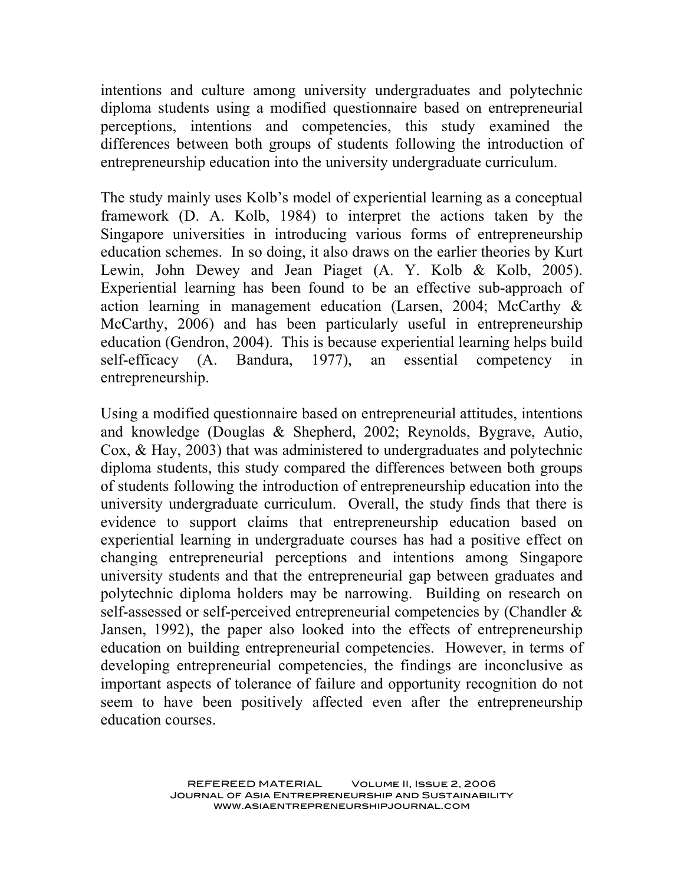intentions and culture among university undergraduates and polytechnic diploma students using a modified questionnaire based on entrepreneurial perceptions, intentions and competencies, this study examined the differences between both groups of students following the introduction of entrepreneurship education into the university undergraduate curriculum.

The study mainly uses Kolb's model of experiential learning as a conceptual framework (D. A. Kolb, 1984) to interpret the actions taken by the Singapore universities in introducing various forms of entrepreneurship education schemes. In so doing, it also draws on the earlier theories by Kurt Lewin, John Dewey and Jean Piaget (A. Y. Kolb & Kolb, 2005). Experiential learning has been found to be an effective sub-approach of action learning in management education (Larsen, 2004; McCarthy & McCarthy, 2006) and has been particularly useful in entrepreneurship education (Gendron, 2004). This is because experiential learning helps build self-efficacy (A. Bandura, 1977), an essential competency in entrepreneurship.

Using a modified questionnaire based on entrepreneurial attitudes, intentions and knowledge (Douglas & Shepherd, 2002; Reynolds, Bygrave, Autio, Cox, & Hay, 2003) that was administered to undergraduates and polytechnic diploma students, this study compared the differences between both groups of students following the introduction of entrepreneurship education into the university undergraduate curriculum. Overall, the study finds that there is evidence to support claims that entrepreneurship education based on experiential learning in undergraduate courses has had a positive effect on changing entrepreneurial perceptions and intentions among Singapore university students and that the entrepreneurial gap between graduates and polytechnic diploma holders may be narrowing. Building on research on self-assessed or self-perceived entrepreneurial competencies by (Chandler & Jansen, 1992), the paper also looked into the effects of entrepreneurship education on building entrepreneurial competencies. However, in terms of developing entrepreneurial competencies, the findings are inconclusive as important aspects of tolerance of failure and opportunity recognition do not seem to have been positively affected even after the entrepreneurship education courses.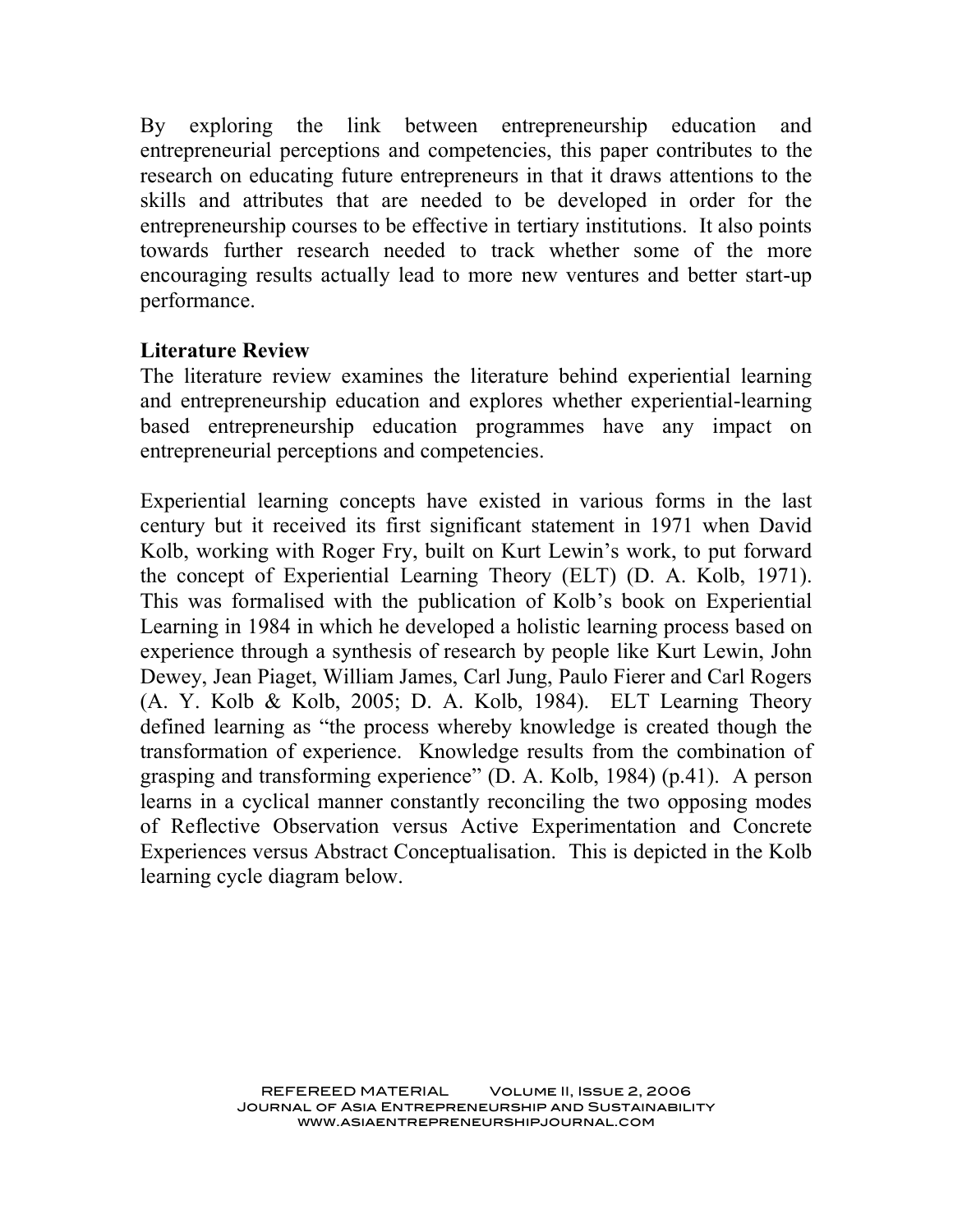By exploring the link between entrepreneurship education and entrepreneurial perceptions and competencies, this paper contributes to the research on educating future entrepreneurs in that it draws attentions to the skills and attributes that are needed to be developed in order for the entrepreneurship courses to be effective in tertiary institutions. It also points towards further research needed to track whether some of the more encouraging results actually lead to more new ventures and better start-up performance.

## Literature Review

The literature review examines the literature behind experiential learning and entrepreneurship education and explores whether experiential-learning based entrepreneurship education programmes have any impact on entrepreneurial perceptions and competencies.

Experiential learning concepts have existed in various forms in the last century but it received its first significant statement in 1971 when David Kolb, working with Roger Fry, built on Kurt Lewin's work, to put forward the concept of Experiential Learning Theory (ELT) (D. A. Kolb, 1971). This was formalised with the publication of Kolb's book on Experiential Learning in 1984 in which he developed a holistic learning process based on experience through a synthesis of research by people like Kurt Lewin, John Dewey, Jean Piaget, William James, Carl Jung, Paulo Fierer and Carl Rogers (A. Y. Kolb & Kolb, 2005; D. A. Kolb, 1984). ELT Learning Theory defined learning as "the process whereby knowledge is created though the transformation of experience. Knowledge results from the combination of grasping and transforming experience" (D. A. Kolb, 1984) (p.41). A person learns in a cyclical manner constantly reconciling the two opposing modes of Reflective Observation versus Active Experimentation and Concrete Experiences versus Abstract Conceptualisation. This is depicted in the Kolb learning cycle diagram below.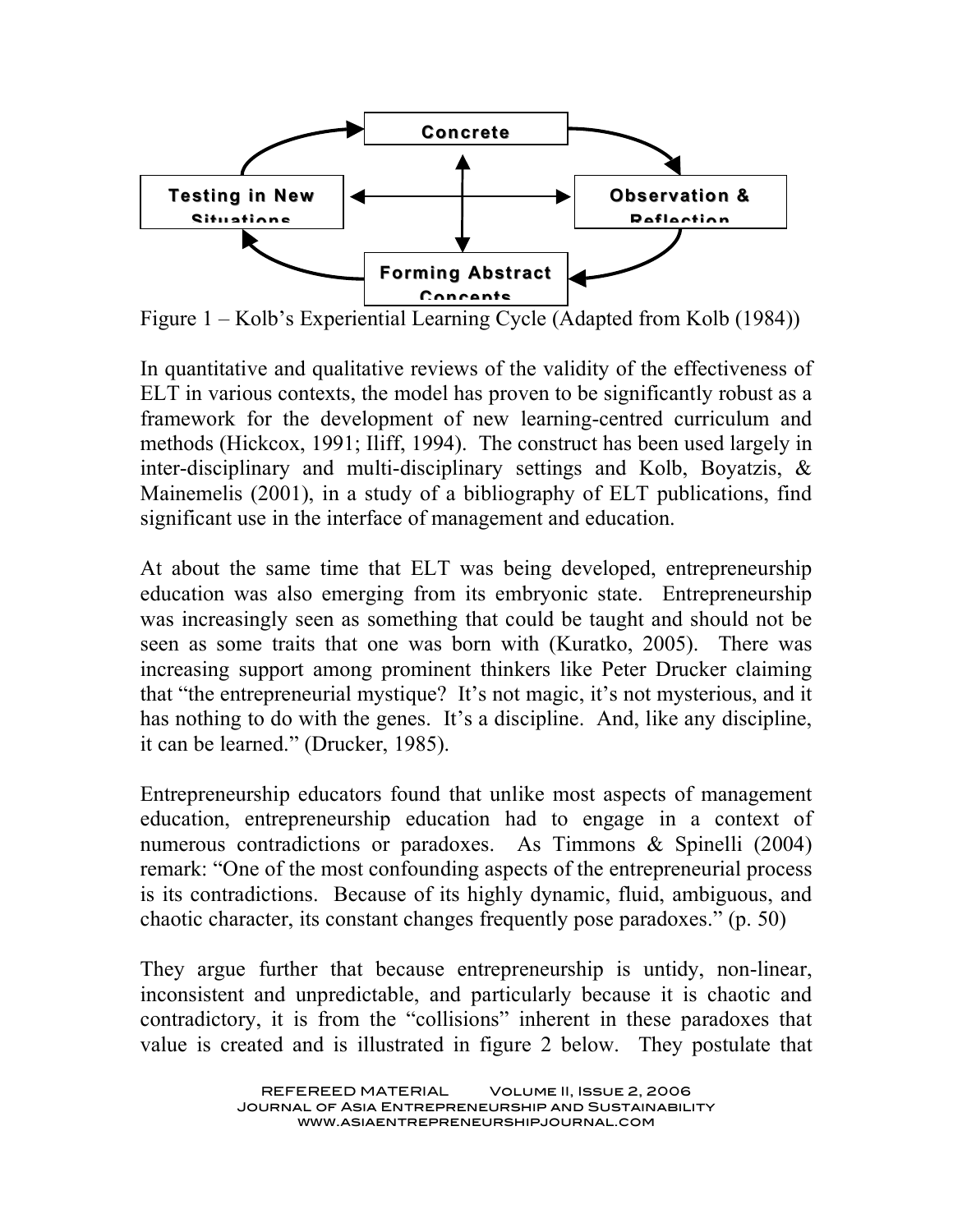Concrete

Testing in New Situations

Observation & Reflection

Forming Abstract Concepts

Figure 1 – Kolb's Experiential Learning Cycle (Adapted from Kolb (1984))

In quantitative and qualitative reviews of the validity of the effectiveness of ELT in various contexts, the model has proven to be significantly robust as a framework for the development of new learning-centred curriculum and methods (Hickcox, 1991; Iliff, 1994). The construct has been used largely in inter-disciplinary and multi-disciplinary settings and Kolb, Boyatzis, & Mainemelis (2001), in a study of a bibliography of ELT publications, find significant use in the interface of management and education.

At about the same time that ELT was being developed, entrepreneurship education was also emerging from its embryonic state. Entrepreneurship was increasingly seen as something that could be taught and should not be seen as some traits that one was born with (Kuratko, 2005). There was increasing support among prominent thinkers like Peter Drucker claiming that "the entrepreneurial mystique? It's not magic, it's not mysterious, and it has nothing to do with the genes. It's a discipline. And, like any discipline, it can be learned." (Drucker, 1985).

Entrepreneurship educators found that unlike most aspects of management education, entrepreneurship education had to engage in a context of numerous contradictions or paradoxes. As Timmons & Spinelli (2004) remark: "One of the most confounding aspects of the entrepreneurial process is its contradictions. Because of its highly dynamic, fluid, ambiguous, and chaotic character, its constant changes frequently pose paradoxes." (p. 50)

They argue further that because entrepreneurship is untidy, non-linear, inconsistent and unpredictable, and particularly because it is chaotic and contradictory, it is from the "collisions" inherent in these paradoxes that value is created and is illustrated in figure 2 below. They postulate that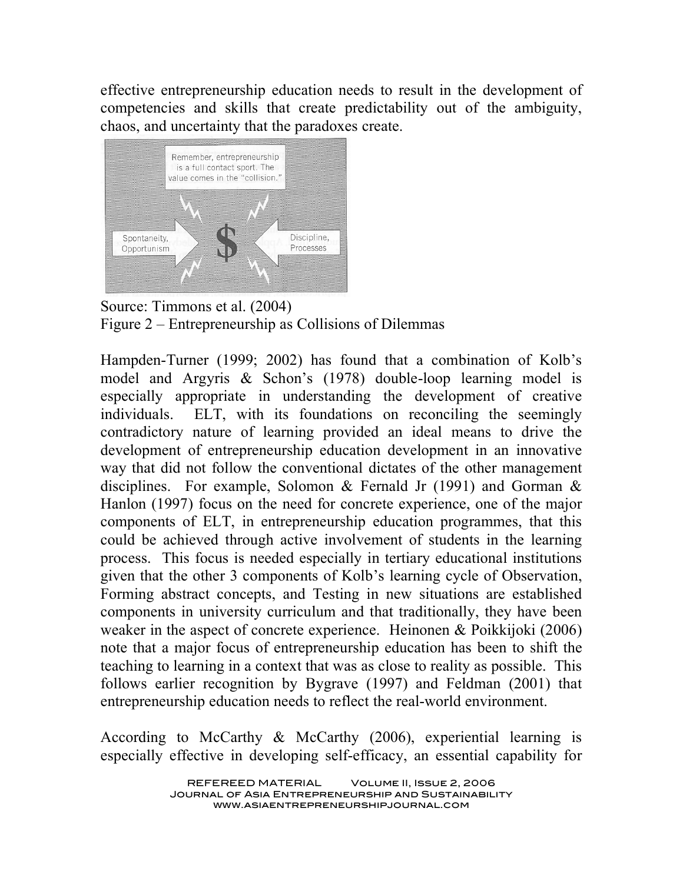effective entrepreneurship education needs to result in the development of competencies and skills that create predictability out of the ambiguity, chaos, and uncertainty that the paradoxes create.

Source: Timmons et al. (2004)
Figure 2 – Entrepreneurship as Collisions of Dilemmas

Hampden-Turner (1999; 2002) has found that a combination of Kolb's model and Argyris & Schon's (1978) double-loop learning model is especially appropriate in understanding the development of creative individuals. ELT, with its foundations on reconciling the seemingly contradictory nature of learning provided an ideal means to drive the development of entrepreneurship education development in an innovative way that did not follow the conventional dictates of the other management disciplines. For example, Solomon & Fernald Jr (1991) and Gorman & Hanlon (1997) focus on the need for concrete experience, one of the major components of ELT, in entrepreneurship education programmes, that this could be achieved through active involvement of students in the learning process. This focus is needed especially in tertiary educational institutions given that the other 3 components of Kolb's learning cycle of Observation, Forming abstract concepts, and Testing in new situations are established components in university curriculum and that traditionally, they have been weaker in the aspect of concrete experience. Heinonen & Poikkijoki (2006) note that a major focus of entrepreneurship education has been to shift the teaching to learning in a context that was as close to reality as possible. This follows earlier recognition by Bygrave (1997) and Feldman (2001) that entrepreneurship education needs to reflect the real-world environment.

According to McCarthy & McCarthy (2006), experiential learning is especially effective in developing self-efficacy, an essential capability for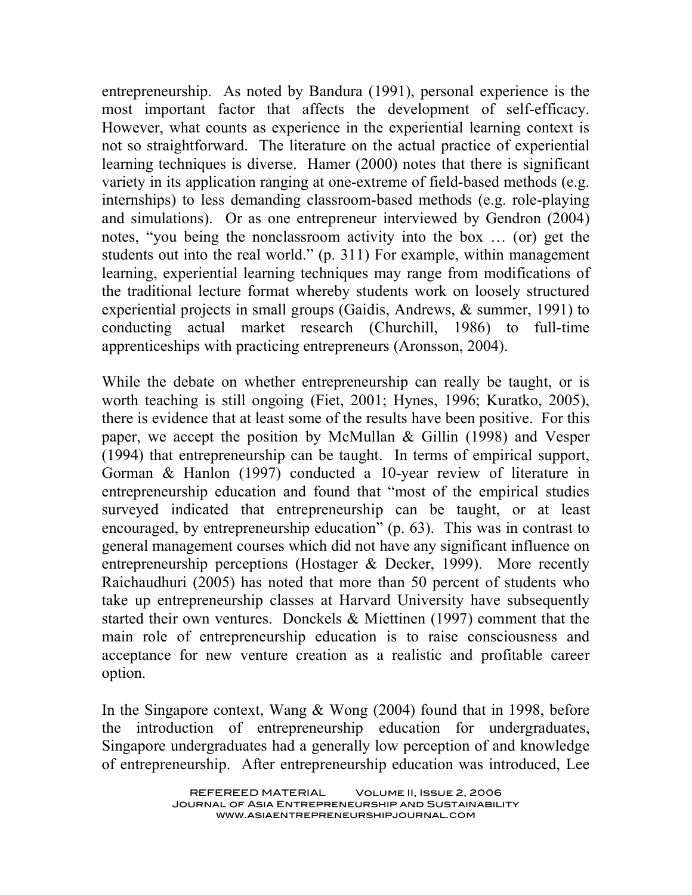entrepreneurship. As noted by Bandura (1991), personal experience is the most important factor that affects the development of self-efficacy. However, what counts as experience in the experiential learning context is not so straightforward. The literature on the actual practice of experiential learning techniques is diverse. Hamer (2000) notes that there is significant variety in its application ranging at one-extreme of field-based methods (e.g. internships) to less demanding classroom-based methods (e.g. role-playing and simulations). Or as one entrepreneur interviewed by Gendron (2004) notes, "you being the nonclassroom activity into the box … (or) get the students out into the real world." (p. 311) For example, within management learning, experiential learning techniques may range from modifications of the traditional lecture format whereby students work on loosely structured experiential projects in small groups (Gaidis, Andrews, & summer, 1991) to conducting actual market research (Churchill, 1986) to full-time apprenticeships with practicing entrepreneurs (Aronsson, 2004).

While the debate on whether entrepreneurship can really be taught, or is worth teaching is still ongoing (Fiet, 2001; Hynes, 1996; Kuratko, 2005), there is evidence that at least some of the results have been positive. For this paper, we accept the position by McMullan & Gillin (1998) and Vesper (1994) that entrepreneurship can be taught. In terms of empirical support, Gorman & Hanlon (1997) conducted a 10-year review of literature in entrepreneurship education and found that "most of the empirical studies surveyed indicated that entrepreneurship can be taught, or at least encouraged, by entrepreneurship education" (p. 63). This was in contrast to general management courses which did not have any significant influence on entrepreneurship perceptions (Hostager & Decker, 1999). More recently Raichaudhuri (2005) has noted that more than 50 percent of students who take up entrepreneurship classes at Harvard University have subsequently started their own ventures. Donckels & Miettinen (1997) comment that the main role of entrepreneurship education is to raise consciousness and acceptance for new venture creation as a realistic and profitable career option.

In the Singapore context, Wang & Wong (2004) found that in 1998, before the introduction of entrepreneurship education for undergraduates, Singapore undergraduates had a generally low perception of and knowledge of entrepreneurship. After entrepreneurship education was introduced, Lee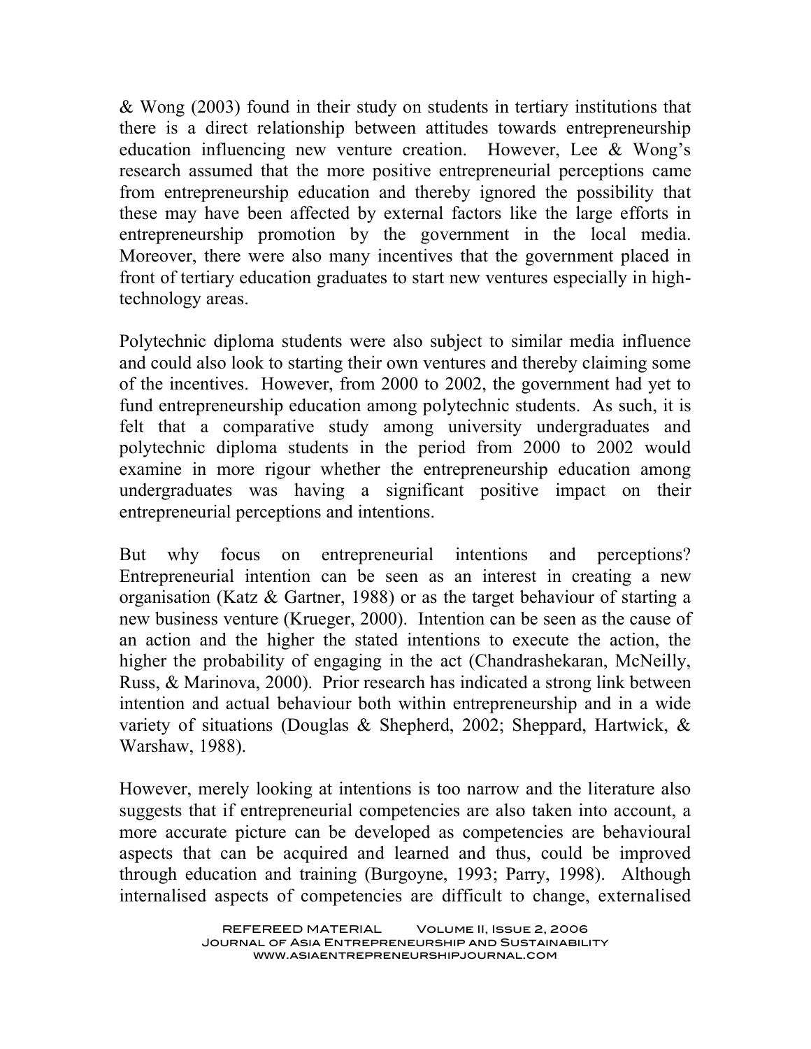& Wong (2003) found in their study on students in tertiary institutions that there is a direct relationship between attitudes towards entrepreneurship education influencing new venture creation. However, Lee & Wong's research assumed that the more positive entrepreneurial perceptions came from entrepreneurship education and thereby ignored the possibility that these may have been affected by external factors like the large efforts in entrepreneurship promotion by the government in the local media. Moreover, there were also many incentives that the government placed in front of tertiary education graduates to start new ventures especially in high-technology areas.

Polytechnic diploma students were also subject to similar media influence and could also look to starting their own ventures and thereby claiming some of the incentives. However, from 2000 to 2002, the government had yet to fund entrepreneurship education among polytechnic students. As such, it is felt that a comparative study among university undergraduates and polytechnic diploma students in the period from 2000 to 2002 would examine in more rigour whether the entrepreneurship education among undergraduates was having a significant positive impact on their entrepreneurial perceptions and intentions.

But why focus on entrepreneurial intentions and perceptions? Entrepreneurial intention can be seen as an interest in creating a new organisation (Katz & Gartner, 1988) or as the target behaviour of starting a new business venture (Krueger, 2000). Intention can be seen as the cause of an action and the higher the stated intentions to execute the action, the higher the probability of engaging in the act (Chandrashekaran, McNeilly, Russ, & Marinova, 2000). Prior research has indicated a strong link between intention and actual behaviour both within entrepreneurship and in a wide variety of situations (Douglas & Shepherd, 2002; Sheppard, Hartwick, & Warshaw, 1988).

However, merely looking at intentions is too narrow and the literature also suggests that if entrepreneurial competencies are also taken into account, a more accurate picture can be developed as competencies are behavioural aspects that can be acquired and learned and thus, could be improved through education and training (Burgoyne, 1993; Parry, 1998). Although internalised aspects of competencies are difficult to change, externalised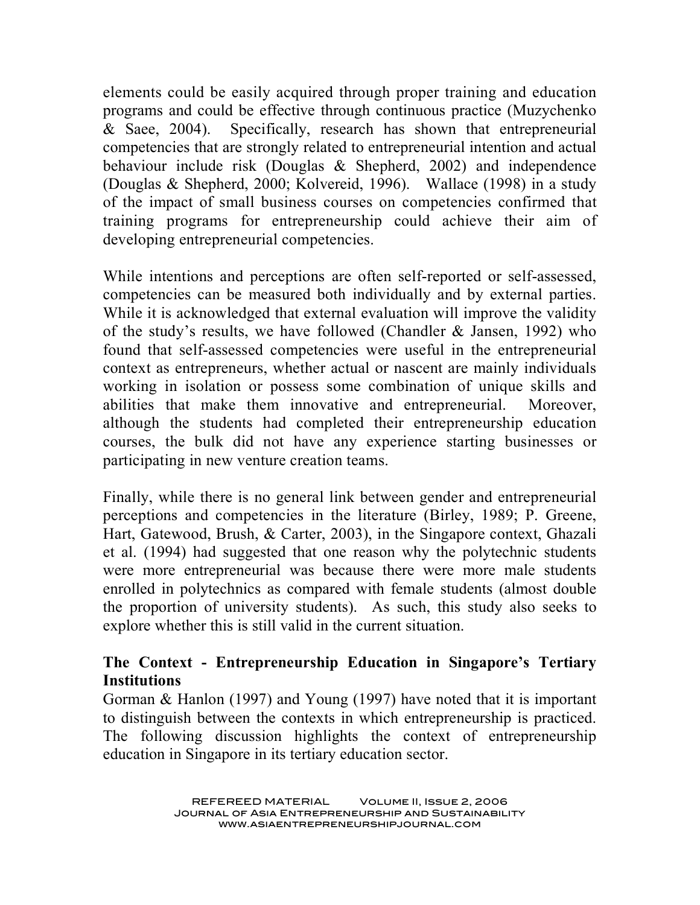elements could be easily acquired through proper training and education programs and could be effective through continuous practice (Muzychenko & Saee, 2004). Specifically, research has shown that entrepreneurial competencies that are strongly related to entrepreneurial intention and actual behaviour include risk (Douglas & Shepherd, 2002) and independence (Douglas & Shepherd, 2000; Kolvereid, 1996). Wallace (1998) in a study of the impact of small business courses on competencies confirmed that training programs for entrepreneurship could achieve their aim of developing entrepreneurial competencies.

While intentions and perceptions are often self-reported or self-assessed, competencies can be measured both individually and by external parties. While it is acknowledged that external evaluation will improve the validity of the study's results, we have followed (Chandler & Jansen, 1992) who found that self-assessed competencies were useful in the entrepreneurial context as entrepreneurs, whether actual or nascent are mainly individuals working in isolation or possess some combination of unique skills and abilities that make them innovative and entrepreneurial. Moreover, although the students had completed their entrepreneurship education courses, the bulk did not have any experience starting businesses or participating in new venture creation teams.

Finally, while there is no general link between gender and entrepreneurial perceptions and competencies in the literature (Birley, 1989; P. Greene, Hart, Gatewood, Brush, & Carter, 2003), in the Singapore context, Ghazali et al. (1994) had suggested that one reason why the polytechnic students were more entrepreneurial was because there were more male students enrolled in polytechnics as compared with female students (almost double the proportion of university students). As such, this study also seeks to explore whether this is still valid in the current situation.

## The Context - Entrepreneurship Education in Singapore's Tertiary Institutions

Gorman & Hanlon (1997) and Young (1997) have noted that it is important to distinguish between the contexts in which entrepreneurship is practiced. The following discussion highlights the context of entrepreneurship education in Singapore in its tertiary education sector.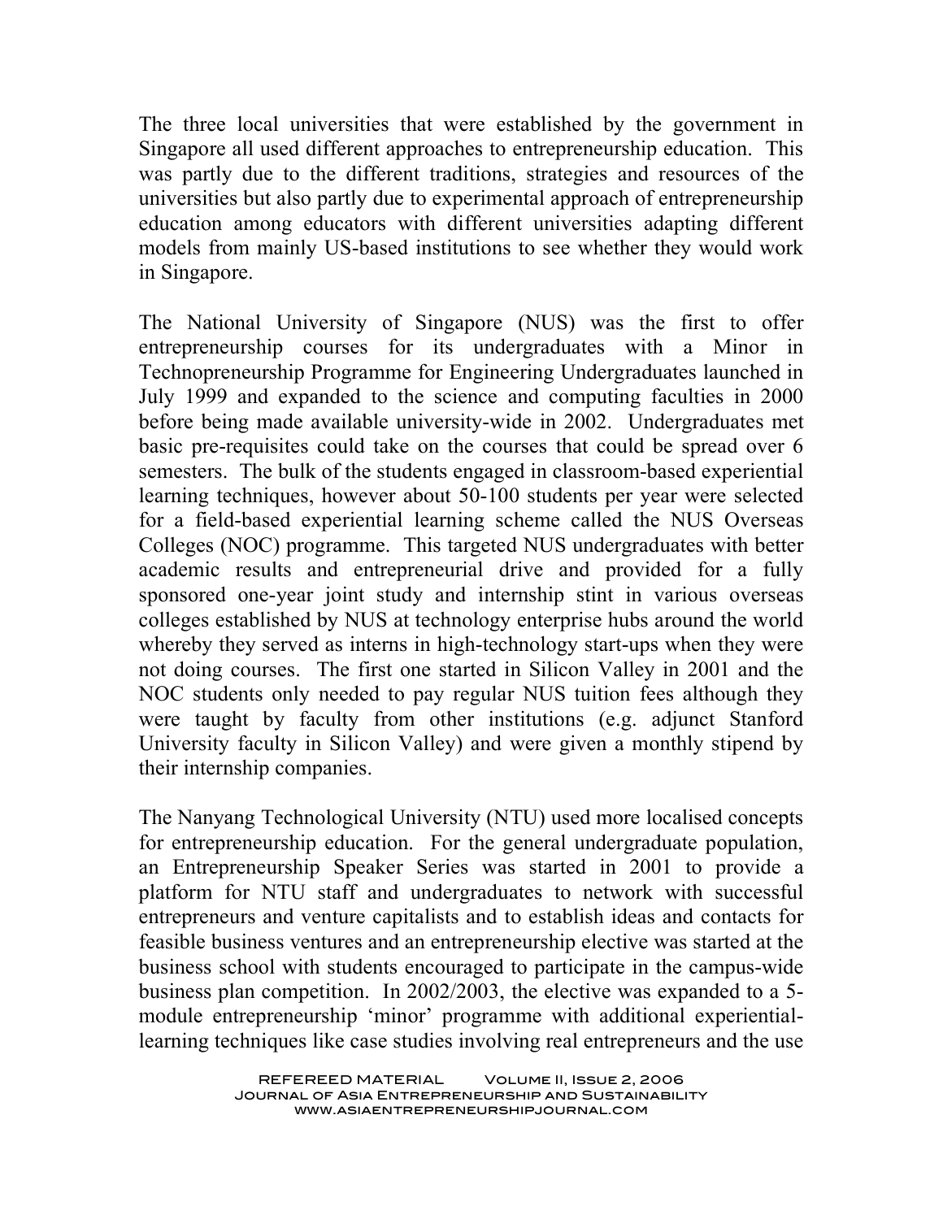The three local universities that were established by the government in Singapore all used different approaches to entrepreneurship education. This was partly due to the different traditions, strategies and resources of the universities but also partly due to experimental approach of entrepreneurship education among educators with different universities adapting different models from mainly US-based institutions to see whether they would work in Singapore.

The National University of Singapore (NUS) was the first to offer entrepreneurship courses for its undergraduates with a Minor in Technopreneurship Programme for Engineering Undergraduates launched in July 1999 and expanded to the science and computing faculties in 2000 before being made available university-wide in 2002. Undergraduates met basic pre-requisites could take on the courses that could be spread over 6 semesters. The bulk of the students engaged in classroom-based experiential learning techniques, however about 50-100 students per year were selected for a field-based experiential learning scheme called the NUS Overseas Colleges (NOC) programme. This targeted NUS undergraduates with better academic results and entrepreneurial drive and provided for a fully sponsored one-year joint study and internship stint in various overseas colleges established by NUS at technology enterprise hubs around the world whereby they served as interns in high-technology start-ups when they were not doing courses. The first one started in Silicon Valley in 2001 and the NOC students only needed to pay regular NUS tuition fees although they were taught by faculty from other institutions (e.g. adjunct Stanford University faculty in Silicon Valley) and were given a monthly stipend by their internship companies.

The Nanyang Technological University (NTU) used more localised concepts for entrepreneurship education. For the general undergraduate population, an Entrepreneurship Speaker Series was started in 2001 to provide a platform for NTU staff and undergraduates to network with successful entrepreneurs and venture capitalists and to establish ideas and contacts for feasible business ventures and an entrepreneurship elective was started at the business school with students encouraged to participate in the campus-wide business plan competition. In 2002/2003, the elective was expanded to a 5-module entrepreneurship 'minor' programme with additional experiential-learning techniques like case studies involving real entrepreneurs and the use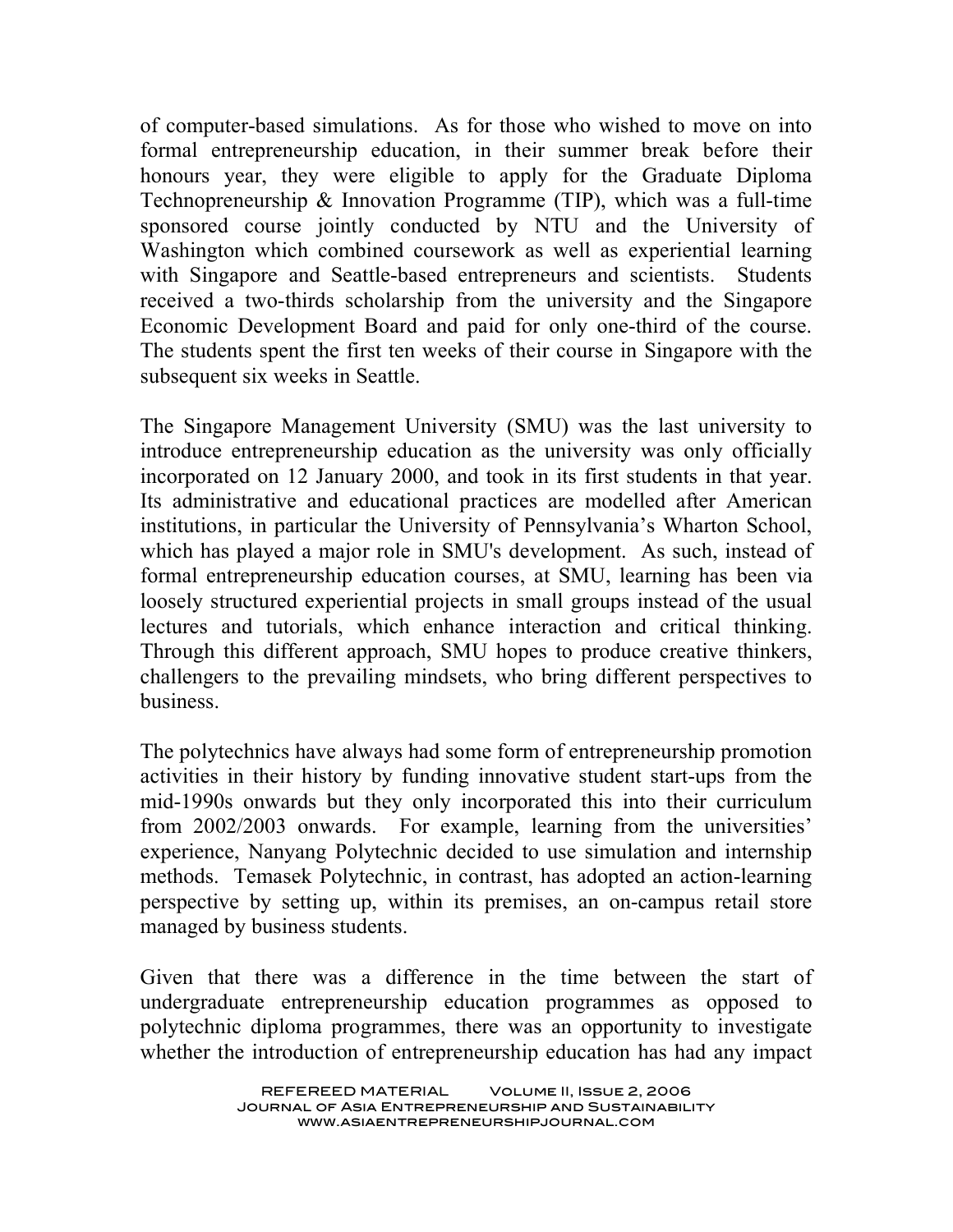of computer-based simulations. As for those who wished to move on into formal entrepreneurship education, in their summer break before their honours year, they were eligible to apply for the Graduate Diploma Technopreneurship & Innovation Programme (TIP), which was a full-time sponsored course jointly conducted by NTU and the University of Washington which combined coursework as well as experiential learning with Singapore and Seattle-based entrepreneurs and scientists. Students received a two-thirds scholarship from the university and the Singapore Economic Development Board and paid for only one-third of the course. The students spent the first ten weeks of their course in Singapore with the subsequent six weeks in Seattle.

The Singapore Management University (SMU) was the last university to introduce entrepreneurship education as the university was only officially incorporated on 12 January 2000, and took in its first students in that year. Its administrative and educational practices are modelled after American institutions, in particular the University of Pennsylvania's Wharton School, which has played a major role in SMU's development. As such, instead of formal entrepreneurship education courses, at SMU, learning has been via loosely structured experiential projects in small groups instead of the usual lectures and tutorials, which enhance interaction and critical thinking. Through this different approach, SMU hopes to produce creative thinkers, challengers to the prevailing mindsets, who bring different perspectives to business.

The polytechnics have always had some form of entrepreneurship promotion activities in their history by funding innovative student start-ups from the mid-1990s onwards but they only incorporated this into their curriculum from 2002/2003 onwards. For example, learning from the universities' experience, Nanyang Polytechnic decided to use simulation and internship methods. Temasek Polytechnic, in contrast, has adopted an action-learning perspective by setting up, within its premises, an on-campus retail store managed by business students.

Given that there was a difference in the time between the start of undergraduate entrepreneurship education programmes as opposed to polytechnic diploma programmes, there was an opportunity to investigate whether the introduction of entrepreneurship education has had any impact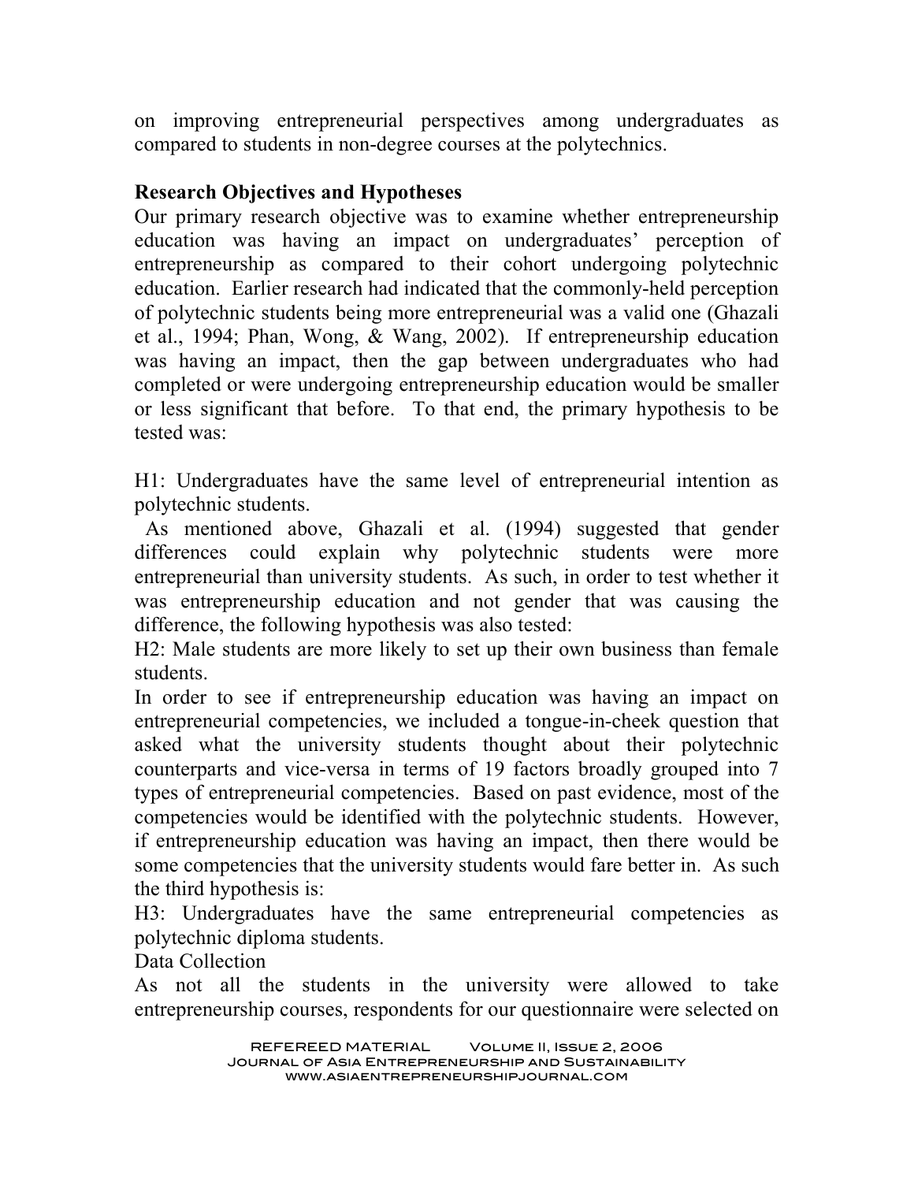on improving entrepreneurial perspectives among undergraduates as compared to students in non-degree courses at the polytechnics.

**Research Objectives and Hypotheses**

Our primary research objective was to examine whether entrepreneurship education was having an impact on undergraduates' perception of entrepreneurship as compared to their cohort undergoing polytechnic education. Earlier research had indicated that the commonly-held perception of polytechnic students being more entrepreneurial was a valid one (Ghazali et al., 1994; Phan, Wong, & Wang, 2002). If entrepreneurship education was having an impact, then the gap between undergraduates who had completed or were undergoing entrepreneurship education would be smaller or less significant that before. To that end, the primary hypothesis to be tested was:

H1: Undergraduates have the same level of entrepreneurial intention as polytechnic students.

As mentioned above, Ghazali et al. (1994) suggested that gender differences could explain why polytechnic students were more entrepreneurial than university students. As such, in order to test whether it was entrepreneurship education and not gender that was causing the difference, the following hypothesis was also tested:

H2: Male students are more likely to set up their own business than female students.

In order to see if entrepreneurship education was having an impact on entrepreneurial competencies, we included a tongue-in-cheek question that asked what the university students thought about their polytechnic counterparts and vice-versa in terms of 19 factors broadly grouped into 7 types of entrepreneurial competencies. Based on past evidence, most of the competencies would be identified with the polytechnic students. However, if entrepreneurship education was having an impact, then there would be some competencies that the university students would fare better in. As such the third hypothesis is:

H3: Undergraduates have the same entrepreneurial competencies as polytechnic diploma students.

Data Collection

As not all the students in the university were allowed to take entrepreneurship courses, respondents for our questionnaire were selected on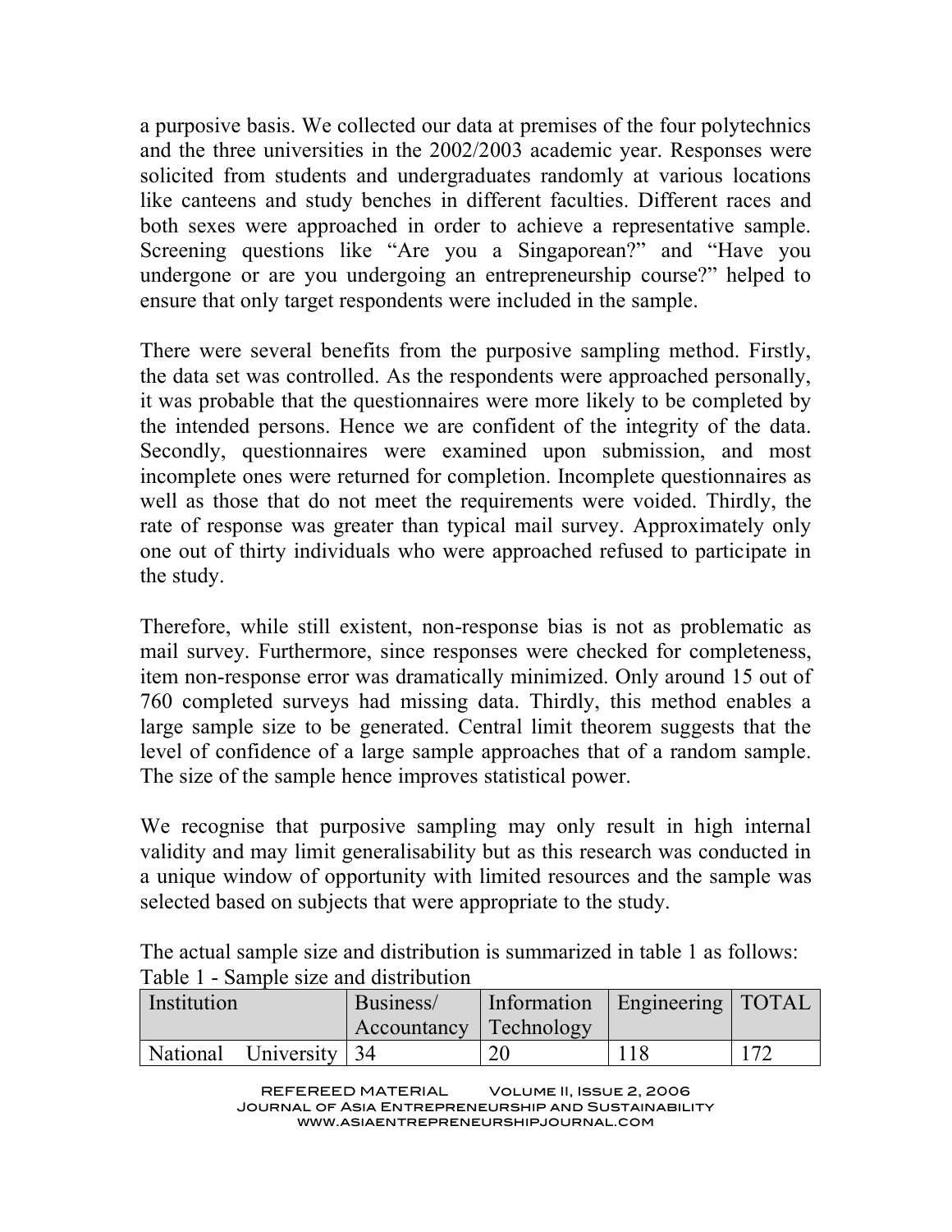a purposive basis. We collected our data at premises of the four polytechnics and the three universities in the 2002/2003 academic year. Responses were solicited from students and undergraduates randomly at various locations like canteens and study benches in different faculties. Different races and both sexes were approached in order to achieve a representative sample. Screening questions like "Are you a Singaporean?" and "Have you undergone or are you undergoing an entrepreneurship course?" helped to ensure that only target respondents were included in the sample.

There were several benefits from the purposive sampling method. Firstly, the data set was controlled. As the respondents were approached personally, it was probable that the questionnaires were more likely to be completed by the intended persons. Hence we are confident of the integrity of the data. Secondly, questionnaires were examined upon submission, and most incomplete ones were returned for completion. Incomplete questionnaires as well as those that do not meet the requirements were voided. Thirdly, the rate of response was greater than typical mail survey. Approximately only one out of thirty individuals who were approached refused to participate in the study.

Therefore, while still existent, non-response bias is not as problematic as mail survey. Furthermore, since responses were checked for completeness, item non-response error was dramatically minimized. Only around 15 out of 760 completed surveys had missing data. Thirdly, this method enables a large sample size to be generated. Central limit theorem suggests that the level of confidence of a large sample approaches that of a random sample. The size of the sample hence improves statistical power.

We recognise that purposive sampling may only result in high internal validity and may limit generalisability but as this research was conducted in a unique window of opportunity with limited resources and the sample was selected based on subjects that were appropriate to the study.

The actual sample size and distribution is summarized in table 1 as follows:

Table 1 - Sample size and distribution

| Institution | Business/ Accountancy | Information Technology | Engineering | TOTAL |
|---|---|---|---|---|
| National University | 34 | 20 | 118 | 172 |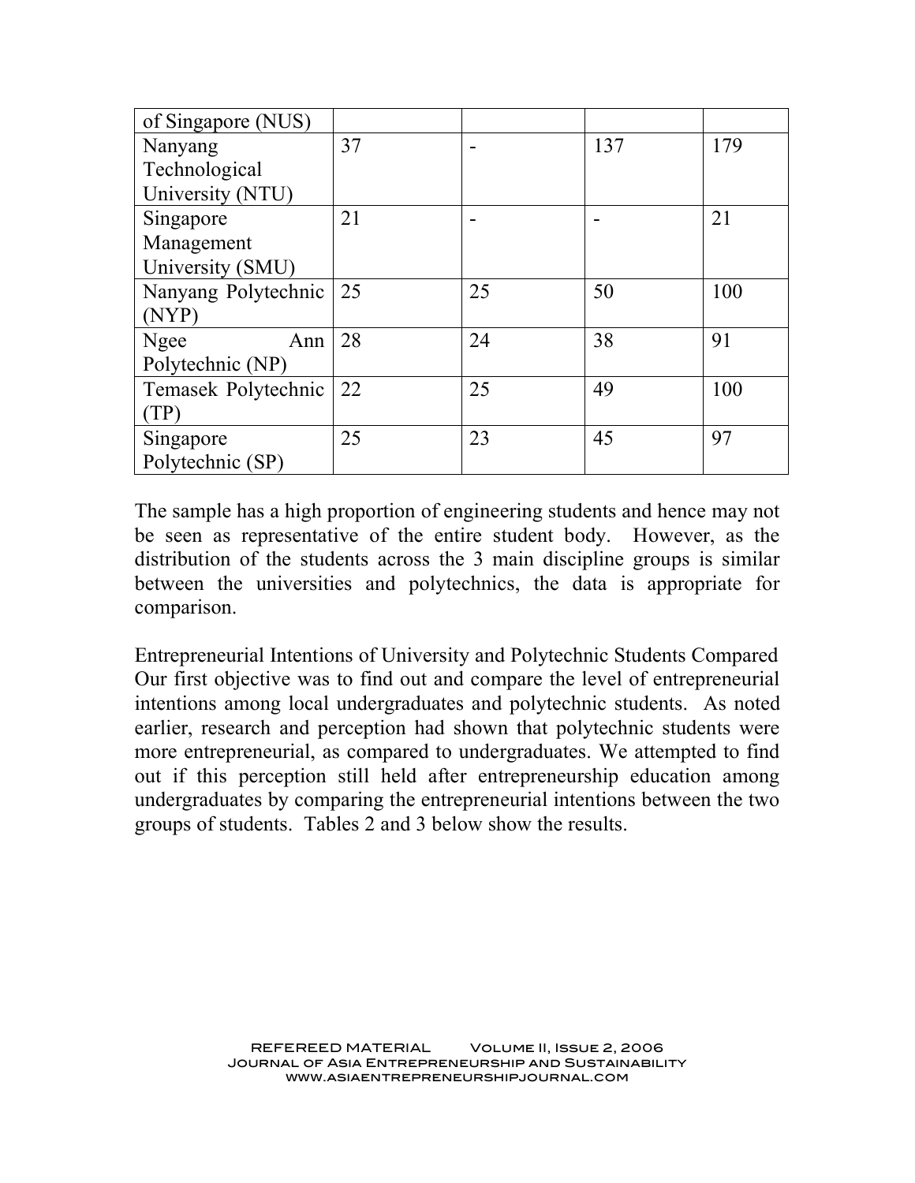| of Singapore (NUS) | | | | |
|---|---|---|---|---|
| Nanyang Technological University (NTU) | 37 | - | 137 | 179 |
| Singapore Management University (SMU) | 21 | - | - | 21 |
| Nanyang Polytechnic (NYP) | 25 | 25 | 50 | 100 |
| Ngee Ann Polytechnic (NP) | 28 | 24 | 38 | 91 |
| Temasek Polytechnic (TP) | 22 | 25 | 49 | 100 |
| Singapore Polytechnic (SP) | 25 | 23 | 45 | 97 |

The sample has a high proportion of engineering students and hence may not be seen as representative of the entire student body. However, as the distribution of the students across the 3 main discipline groups is similar between the universities and polytechnics, the data is appropriate for comparison.

Entrepreneurial Intentions of University and Polytechnic Students Compared

Our first objective was to find out and compare the level of entrepreneurial intentions among local undergraduates and polytechnic students. As noted earlier, research and perception had shown that polytechnic students were more entrepreneurial, as compared to undergraduates. We attempted to find out if this perception still held after entrepreneurship education among undergraduates by comparing the entrepreneurial intentions between the two groups of students. Tables 2 and 3 below show the results.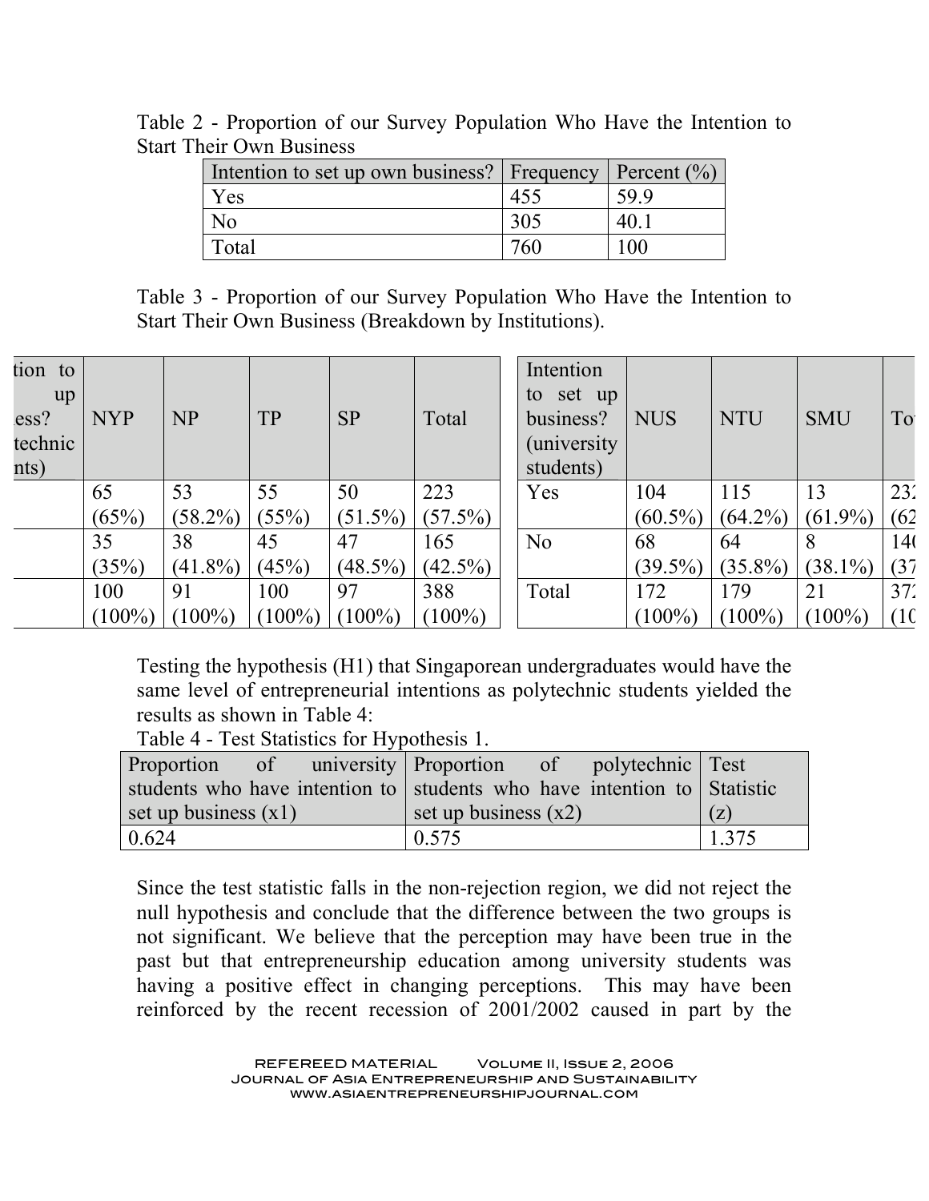Table 2 - Proportion of our Survey Population Who Have the Intention to Start Their Own Business

| Intention to set up own business? | Frequency | Percent (%) |
|---|---|---|
| Yes | 455 | 59.9 |
| No | 305 | 40.1 |
| Total | 760 | 100 |

Table 3 - Proportion of our Survey Population Who Have the Intention to Start Their Own Business (Breakdown by Institutions).

| tion to up ess? technic nts) | NYP | NP | TP | SP | Total |
|---|---|---|---|---|---|
| | 65 (65%) | 53 (58.2%) | 55 (55%) | 50 (51.5%) | 223 (57.5%) |
| | 35 (35%) | 38 (41.8%) | 45 (45%) | 47 (48.5%) | 165 (42.5%) |
| | 100 (100%) | 91 (100%) | 100 (100%) | 97 (100%) | 388 (100%) |

| Intention to set up business? (university students) | NUS | NTU | SMU | To |
|---|---|---|---|---|
| Yes | 104 (60.5%) | 115 (64.2%) | 13 (61.9%) | 232 (62 |
| No | 68 (39.5%) | 64 (35.8%) | 8 (38.1%) | 140 (37 |
| Total | 172 (100%) | 179 (100%) | 21 (100%) | 372 (10 |

Testing the hypothesis (H1) that Singaporean undergraduates would have the same level of entrepreneurial intentions as polytechnic students yielded the results as shown in Table 4:

Table 4 - Test Statistics for Hypothesis 1.

| Proportion of university students who have intention to set up business (x1) | Proportion of polytechnic students who have intention to set up business (x2) | Test Statistic (z) |
|---|---|---|
| 0.624 | 0.575 | 1.375 |

Since the test statistic falls in the non-rejection region, we did not reject the null hypothesis and conclude that the difference between the two groups is not significant. We believe that the perception may have been true in the past but that entrepreneurship education among university students was having a positive effect in changing perceptions. This may have been reinforced by the recent recession of 2001/2002 caused in part by the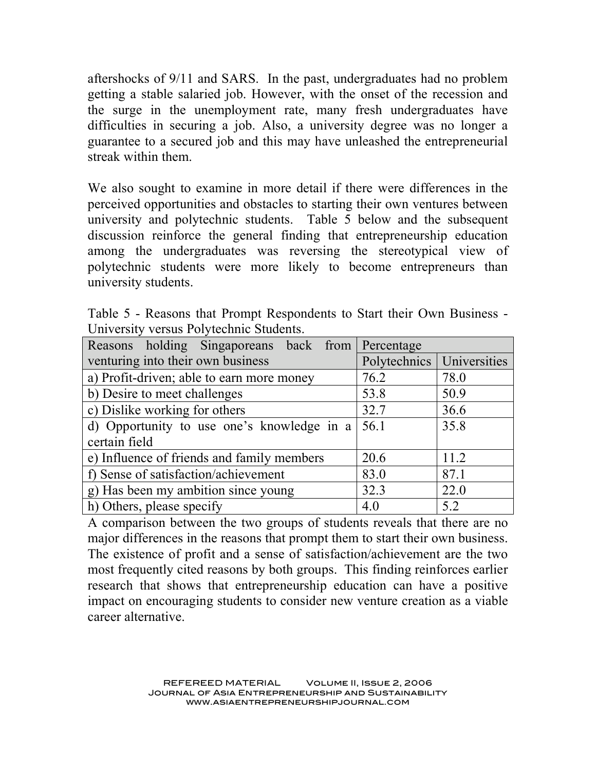aftershocks of 9/11 and SARS. In the past, undergraduates had no problem getting a stable salaried job. However, with the onset of the recession and the surge in the unemployment rate, many fresh undergraduates have difficulties in securing a job. Also, a university degree was no longer a guarantee to a secured job and this may have unleashed the entrepreneurial streak within them.

We also sought to examine in more detail if there were differences in the perceived opportunities and obstacles to starting their own ventures between university and polytechnic students. Table 5 below and the subsequent discussion reinforce the general finding that entrepreneurship education among the undergraduates was reversing the stereotypical view of polytechnic students were more likely to become entrepreneurs than university students.

Table 5 - Reasons that Prompt Respondents to Start their Own Business - University versus Polytechnic Students.

| Reasons holding Singaporeans back from venturing into their own business | Percentage | |
|---|---|---|
| | Polytechnics | Universities |
| a) Profit-driven; able to earn more money | 76.2 | 78.0 |
| b) Desire to meet challenges | 53.8 | 50.9 |
| c) Dislike working for others | 32.7 | 36.6 |
| d) Opportunity to use one's knowledge in a certain field | 56.1 | 35.8 |
| e) Influence of friends and family members | 20.6 | 11.2 |
| f) Sense of satisfaction/achievement | 83.0 | 87.1 |
| g) Has been my ambition since young | 32.3 | 22.0 |
| h) Others, please specify | 4.0 | 5.2 |

A comparison between the two groups of students reveals that there are no major differences in the reasons that prompt them to start their own business. The existence of profit and a sense of satisfaction/achievement are the two most frequently cited reasons by both groups. This finding reinforces earlier research that shows that entrepreneurship education can have a positive impact on encouraging students to consider new venture creation as a viable career alternative.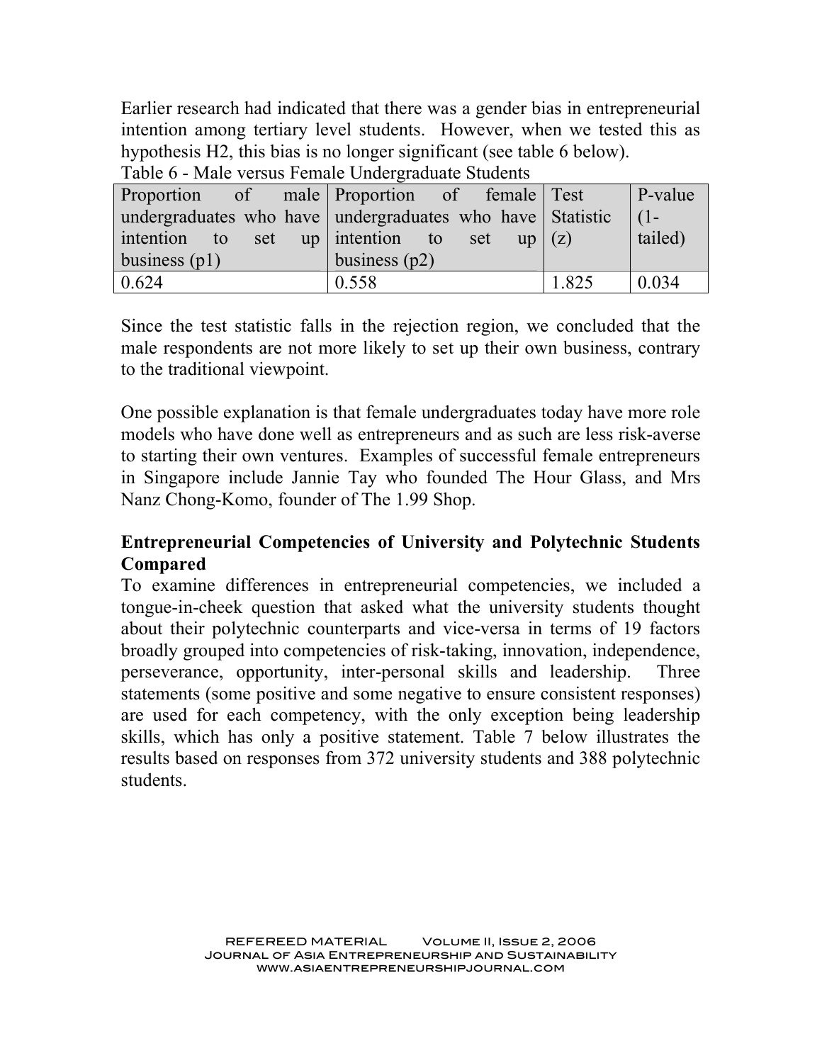Earlier research had indicated that there was a gender bias in entrepreneurial intention among tertiary level students. However, when we tested this as hypothesis H2, this bias is no longer significant (see table 6 below).

Table 6 - Male versus Female Undergraduate Students

| Proportion of male undergraduates who have intention to set up business (p1) | Proportion of female undergraduates who have intention to set up business (p2) | Test Statistic (z) | P-value (1-tailed) |
|---|---|---|---|
| 0.624 | 0.558 | 1.825 | 0.034 |

Since the test statistic falls in the rejection region, we concluded that the male respondents are not more likely to set up their own business, contrary to the traditional viewpoint.

One possible explanation is that female undergraduates today have more role models who have done well as entrepreneurs and as such are less risk-averse to starting their own ventures. Examples of successful female entrepreneurs in Singapore include Jannie Tay who founded The Hour Glass, and Mrs Nanz Chong-Komo, founder of The 1.99 Shop.

**Entrepreneurial Competencies of University and Polytechnic Students Compared**

To examine differences in entrepreneurial competencies, we included a tongue-in-cheek question that asked what the university students thought about their polytechnic counterparts and vice-versa in terms of 19 factors broadly grouped into competencies of risk-taking, innovation, independence, perseverance, opportunity, inter-personal skills and leadership. Three statements (some positive and some negative to ensure consistent responses) are used for each competency, with the only exception being leadership skills, which has only a positive statement. Table 7 below illustrates the results based on responses from 372 university students and 388 polytechnic students.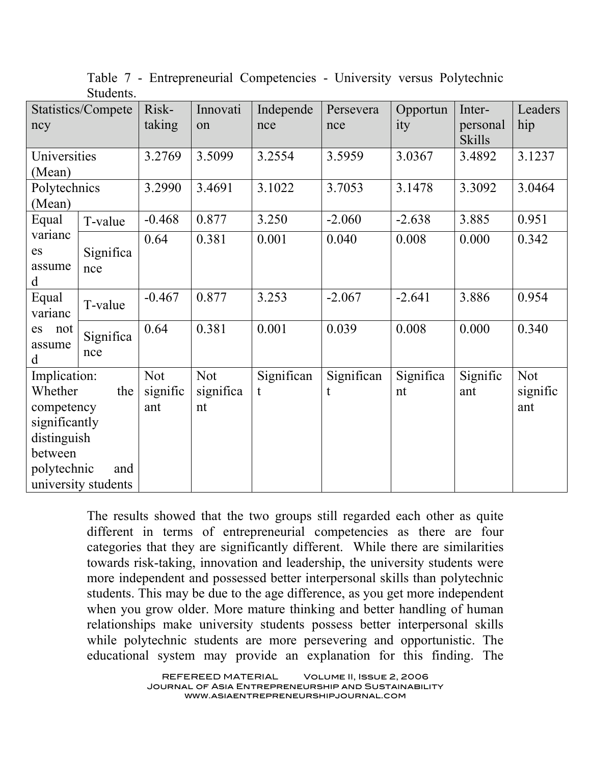Table 7 - Entrepreneurial Competencies - University versus Polytechnic Students.

| Statistics/Competency | | Risk-taking | Innovation | Independence | Perseverance | Opportunity | Inter-personal Skills | Leadership |
|---|---|---|---|---|---|---|---|---|
| Universities (Mean) | | 3.2769 | 3.5099 | 3.2554 | 3.5959 | 3.0367 | 3.4892 | 3.1237 |
| Polytechnics (Mean) | | 3.2990 | 3.4691 | 3.1022 | 3.7053 | 3.1478 | 3.3092 | 3.0464 |
| Equal variances assumed | T-value | -0.468 | 0.877 | 3.250 | -2.060 | -2.638 | 3.885 | 0.951 |
| | Significance | 0.64 | 0.381 | 0.001 | 0.040 | 0.008 | 0.000 | 0.342 |
| Equal variances not assumed | T-value | -0.467 | 0.877 | 3.253 | -2.067 | -2.641 | 3.886 | 0.954 |
| | Significance | 0.64 | 0.381 | 0.001 | 0.039 | 0.008 | 0.000 | 0.340 |
| Implication: Whether the competency significantly distinguish between polytechnic and university students | | Not significant | Not significant | Significant | Significant | Significant | Significant | Not significant |

The results showed that the two groups still regarded each other as quite different in terms of entrepreneurial competencies as there are four categories that they are significantly different. While there are similarities towards risk-taking, innovation and leadership, the university students were more independent and possessed better interpersonal skills than polytechnic students. This may be due to the age difference, as you get more independent when you grow older. More mature thinking and better handling of human relationships make university students possess better interpersonal skills while polytechnic students are more persevering and opportunistic. The educational system may provide an explanation for this finding. The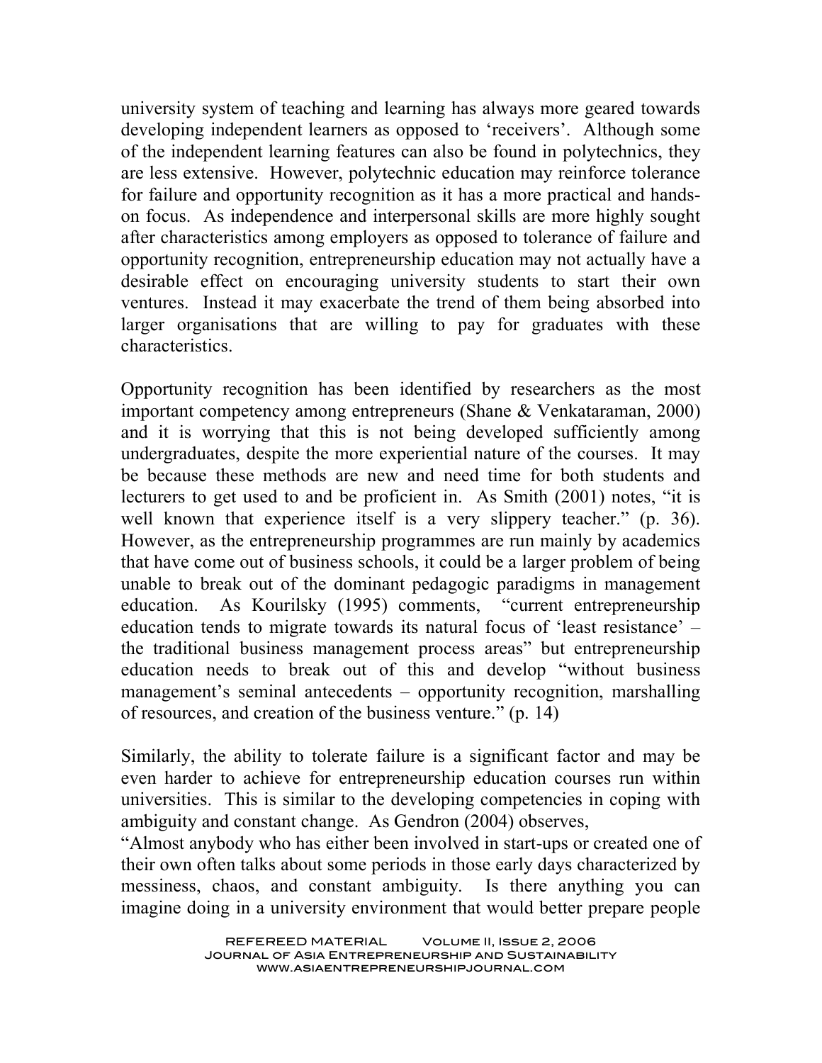university system of teaching and learning has always more geared towards developing independent learners as opposed to 'receivers'. Although some of the independent learning features can also be found in polytechnics, they are less extensive. However, polytechnic education may reinforce tolerance for failure and opportunity recognition as it has a more practical and hands-on focus. As independence and interpersonal skills are more highly sought after characteristics among employers as opposed to tolerance of failure and opportunity recognition, entrepreneurship education may not actually have a desirable effect on encouraging university students to start their own ventures. Instead it may exacerbate the trend of them being absorbed into larger organisations that are willing to pay for graduates with these characteristics.

Opportunity recognition has been identified by researchers as the most important competency among entrepreneurs (Shane & Venkataraman, 2000) and it is worrying that this is not being developed sufficiently among undergraduates, despite the more experiential nature of the courses. It may be because these methods are new and need time for both students and lecturers to get used to and be proficient in. As Smith (2001) notes, "it is well known that experience itself is a very slippery teacher." (p. 36). However, as the entrepreneurship programmes are run mainly by academics that have come out of business schools, it could be a larger problem of being unable to break out of the dominant pedagogic paradigms in management education. As Kourilsky (1995) comments, "current entrepreneurship education tends to migrate towards its natural focus of 'least resistance' – the traditional business management process areas" but entrepreneurship education needs to break out of this and develop "without business management's seminal antecedents – opportunity recognition, marshalling of resources, and creation of the business venture." (p. 14)

Similarly, the ability to tolerate failure is a significant factor and may be even harder to achieve for entrepreneurship education courses run within universities. This is similar to the developing competencies in coping with ambiguity and constant change. As Gendron (2004) observes,

"Almost anybody who has either been involved in start-ups or created one of their own often talks about some periods in those early days characterized by messiness, chaos, and constant ambiguity. Is there anything you can imagine doing in a university environment that would better prepare people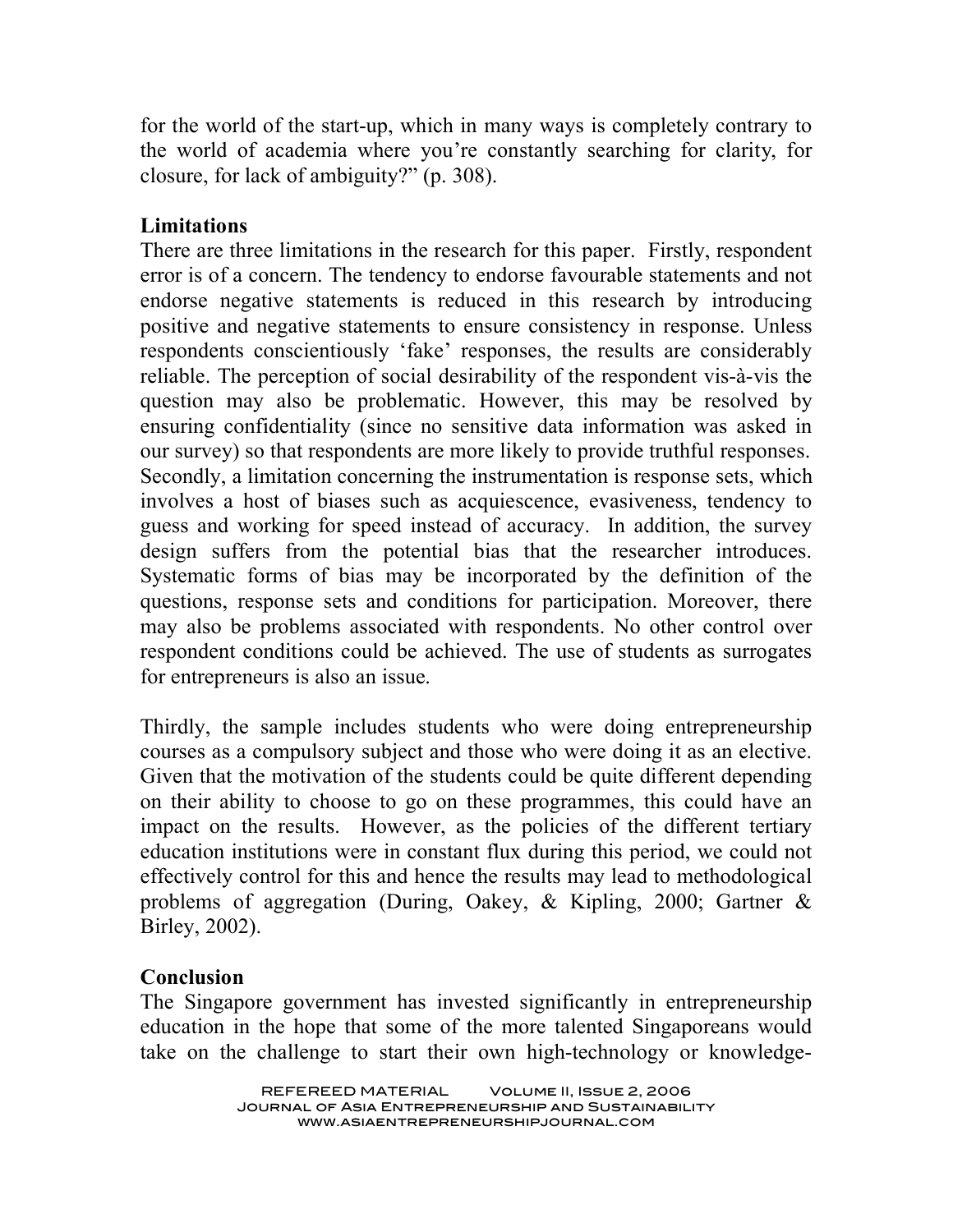for the world of the start-up, which in many ways is completely contrary to the world of academia where you're constantly searching for clarity, for closure, for lack of ambiguity?" (p. 308).

## Limitations

There are three limitations in the research for this paper. Firstly, respondent error is of a concern. The tendency to endorse favourable statements and not endorse negative statements is reduced in this research by introducing positive and negative statements to ensure consistency in response. Unless respondents conscientiously 'fake' responses, the results are considerably reliable. The perception of social desirability of the respondent vis-à-vis the question may also be problematic. However, this may be resolved by ensuring confidentiality (since no sensitive data information was asked in our survey) so that respondents are more likely to provide truthful responses. Secondly, a limitation concerning the instrumentation is response sets, which involves a host of biases such as acquiescence, evasiveness, tendency to guess and working for speed instead of accuracy. In addition, the survey design suffers from the potential bias that the researcher introduces. Systematic forms of bias may be incorporated by the definition of the questions, response sets and conditions for participation. Moreover, there may also be problems associated with respondents. No other control over respondent conditions could be achieved. The use of students as surrogates for entrepreneurs is also an issue.

Thirdly, the sample includes students who were doing entrepreneurship courses as a compulsory subject and those who were doing it as an elective. Given that the motivation of the students could be quite different depending on their ability to choose to go on these programmes, this could have an impact on the results. However, as the policies of the different tertiary education institutions were in constant flux during this period, we could not effectively control for this and hence the results may lead to methodological problems of aggregation (During, Oakey, & Kipling, 2000; Gartner & Birley, 2002).

## Conclusion

The Singapore government has invested significantly in entrepreneurship education in the hope that some of the more talented Singaporeans would take on the challenge to start their own high-technology or knowledge-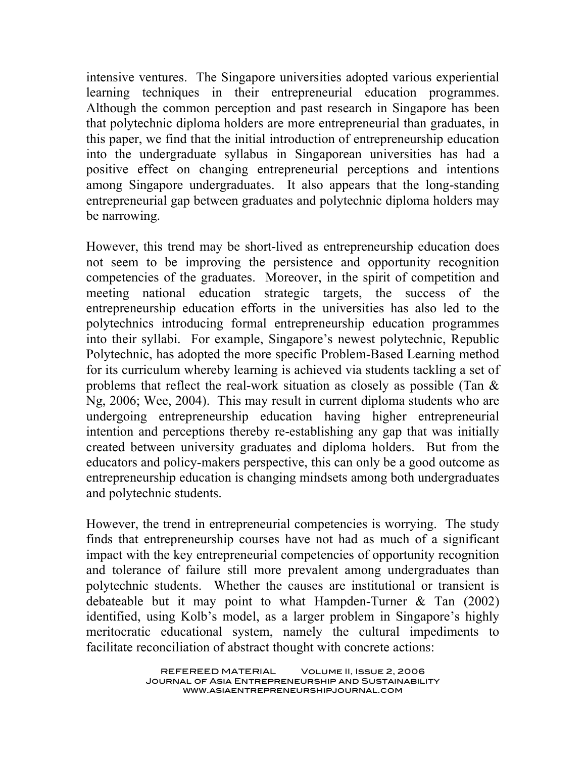intensive ventures. The Singapore universities adopted various experiential learning techniques in their entrepreneurial education programmes. Although the common perception and past research in Singapore has been that polytechnic diploma holders are more entrepreneurial than graduates, in this paper, we find that the initial introduction of entrepreneurship education into the undergraduate syllabus in Singaporean universities has had a positive effect on changing entrepreneurial perceptions and intentions among Singapore undergraduates. It also appears that the long-standing entrepreneurial gap between graduates and polytechnic diploma holders may be narrowing.

However, this trend may be short-lived as entrepreneurship education does not seem to be improving the persistence and opportunity recognition competencies of the graduates. Moreover, in the spirit of competition and meeting national education strategic targets, the success of the entrepreneurship education efforts in the universities has also led to the polytechnics introducing formal entrepreneurship education programmes into their syllabi. For example, Singapore's newest polytechnic, Republic Polytechnic, has adopted the more specific Problem-Based Learning method for its curriculum whereby learning is achieved via students tackling a set of problems that reflect the real-work situation as closely as possible (Tan & Ng, 2006; Wee, 2004). This may result in current diploma students who are undergoing entrepreneurship education having higher entrepreneurial intention and perceptions thereby re-establishing any gap that was initially created between university graduates and diploma holders. But from the educators and policy-makers perspective, this can only be a good outcome as entrepreneurship education is changing mindsets among both undergraduates and polytechnic students.

However, the trend in entrepreneurial competencies is worrying. The study finds that entrepreneurship courses have not had as much of a significant impact with the key entrepreneurial competencies of opportunity recognition and tolerance of failure still more prevalent among undergraduates than polytechnic students. Whether the causes are institutional or transient is debateable but it may point to what Hampden-Turner & Tan (2002) identified, using Kolb's model, as a larger problem in Singapore's highly meritocratic educational system, namely the cultural impediments to facilitate reconciliation of abstract thought with concrete actions: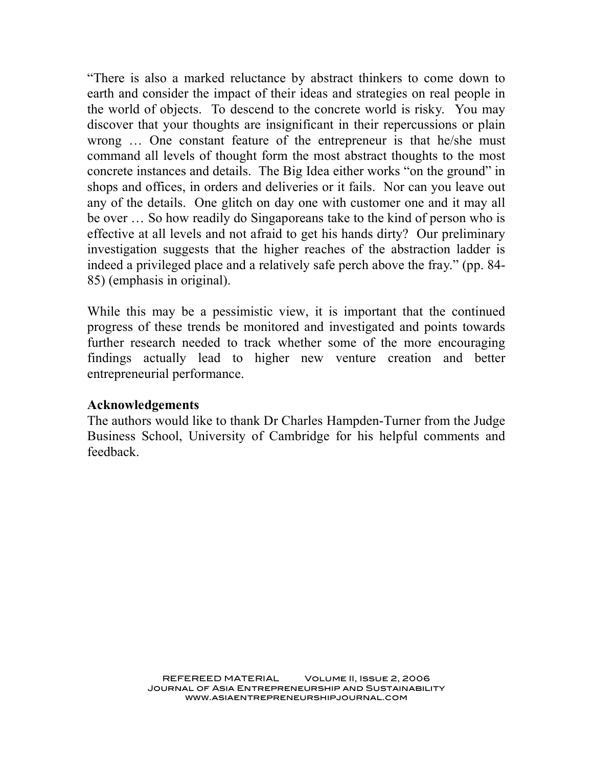"There is also a marked reluctance by abstract thinkers to come down to earth and consider the impact of their ideas and strategies on real people in the world of objects. To descend to the concrete world is risky. You may discover that your thoughts are insignificant in their repercussions or plain wrong … One constant feature of the entrepreneur is that he/she must command all levels of thought form the most abstract thoughts to the most concrete instances and details. The Big Idea either works "on the ground" in shops and offices, in orders and deliveries or it fails. Nor can you leave out any of the details. One glitch on day one with customer one and it may all be over … So how readily do Singaporeans take to the kind of person who is effective at all levels and not afraid to get his hands dirty? Our preliminary investigation suggests that the higher reaches of the abstraction ladder is indeed a privileged place and a relatively safe perch above the fray." (pp. 84-85) (emphasis in original).

While this may be a pessimistic view, it is important that the continued progress of these trends be monitored and investigated and points towards further research needed to track whether some of the more encouraging findings actually lead to higher new venture creation and better entrepreneurial performance.

**Acknowledgements**

The authors would like to thank Dr Charles Hampden-Turner from the Judge Business School, University of Cambridge for his helpful comments and feedback.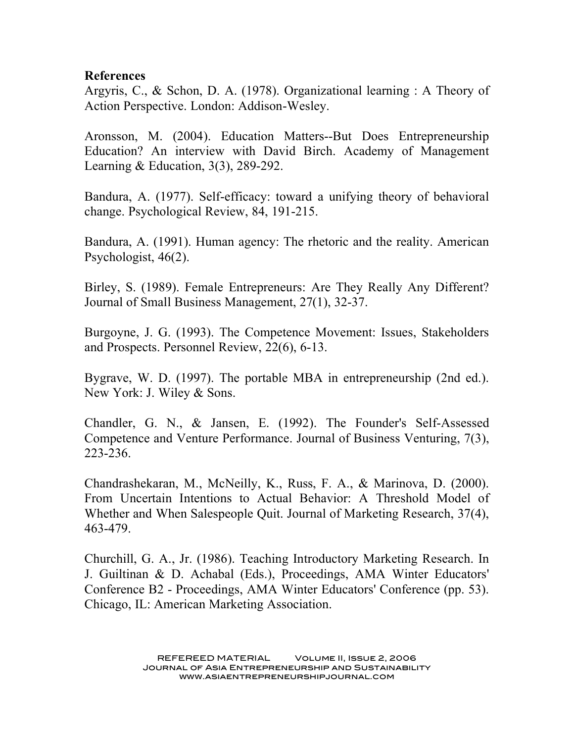**References**

Argyris, C., & Schon, D. A. (1978). Organizational learning : A Theory of Action Perspective. London: Addison-Wesley.

Aronsson, M. (2004). Education Matters--But Does Entrepreneurship Education? An interview with David Birch. Academy of Management Learning & Education, 3(3), 289-292.

Bandura, A. (1977). Self-efficacy: toward a unifying theory of behavioral change. Psychological Review, 84, 191-215.

Bandura, A. (1991). Human agency: The rhetoric and the reality. American Psychologist, 46(2).

Birley, S. (1989). Female Entrepreneurs: Are They Really Any Different? Journal of Small Business Management, 27(1), 32-37.

Burgoyne, J. G. (1993). The Competence Movement: Issues, Stakeholders and Prospects. Personnel Review, 22(6), 6-13.

Bygrave, W. D. (1997). The portable MBA in entrepreneurship (2nd ed.). New York: J. Wiley & Sons.

Chandler, G. N., & Jansen, E. (1992). The Founder's Self-Assessed Competence and Venture Performance. Journal of Business Venturing, 7(3), 223-236.

Chandrashekaran, M., McNeilly, K., Russ, F. A., & Marinova, D. (2000). From Uncertain Intentions to Actual Behavior: A Threshold Model of Whether and When Salespeople Quit. Journal of Marketing Research, 37(4), 463-479.

Churchill, G. A., Jr. (1986). Teaching Introductory Marketing Research. In J. Guiltinan & D. Achabal (Eds.), Proceedings, AMA Winter Educators' Conference B2 - Proceedings, AMA Winter Educators' Conference (pp. 53). Chicago, IL: American Marketing Association.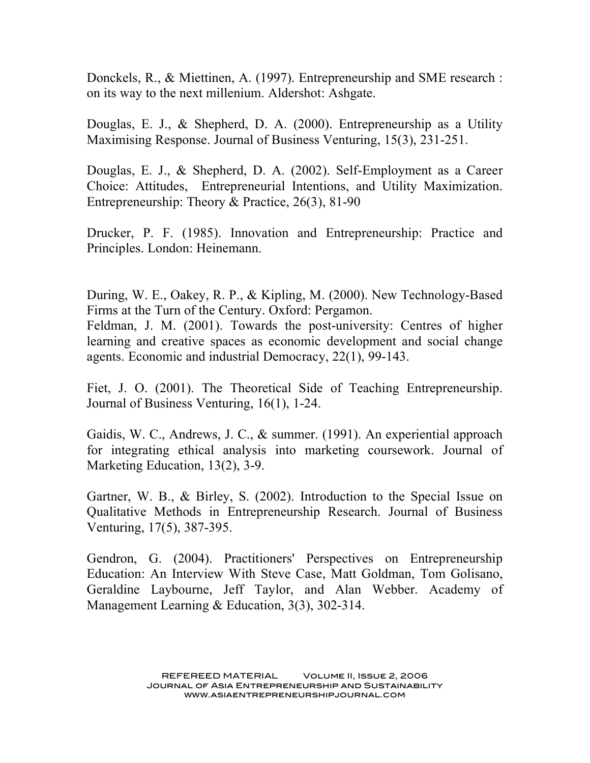Donckels, R., & Miettinen, A. (1997). Entrepreneurship and SME research : on its way to the next millenium. Aldershot: Ashgate.

Douglas, E. J., & Shepherd, D. A. (2000). Entrepreneurship as a Utility Maximising Response. Journal of Business Venturing, 15(3), 231-251.

Douglas, E. J., & Shepherd, D. A. (2002). Self-Employment as a Career Choice: Attitudes, Entrepreneurial Intentions, and Utility Maximization. Entrepreneurship: Theory & Practice, 26(3), 81-90

Drucker, P. F. (1985). Innovation and Entrepreneurship: Practice and Principles. London: Heinemann.

During, W. E., Oakey, R. P., & Kipling, M. (2000). New Technology-Based Firms at the Turn of the Century. Oxford: Pergamon.

Feldman, J. M. (2001). Towards the post-university: Centres of higher learning and creative spaces as economic development and social change agents. Economic and industrial Democracy, 22(1), 99-143.

Fiet, J. O. (2001). The Theoretical Side of Teaching Entrepreneurship. Journal of Business Venturing, 16(1), 1-24.

Gaidis, W. C., Andrews, J. C., & summer. (1991). An experiential approach for integrating ethical analysis into marketing coursework. Journal of Marketing Education, 13(2), 3-9.

Gartner, W. B., & Birley, S. (2002). Introduction to the Special Issue on Qualitative Methods in Entrepreneurship Research. Journal of Business Venturing, 17(5), 387-395.

Gendron, G. (2004). Practitioners' Perspectives on Entrepreneurship Education: An Interview With Steve Case, Matt Goldman, Tom Golisano, Geraldine Laybourne, Jeff Taylor, and Alan Webber. Academy of Management Learning & Education, 3(3), 302-314.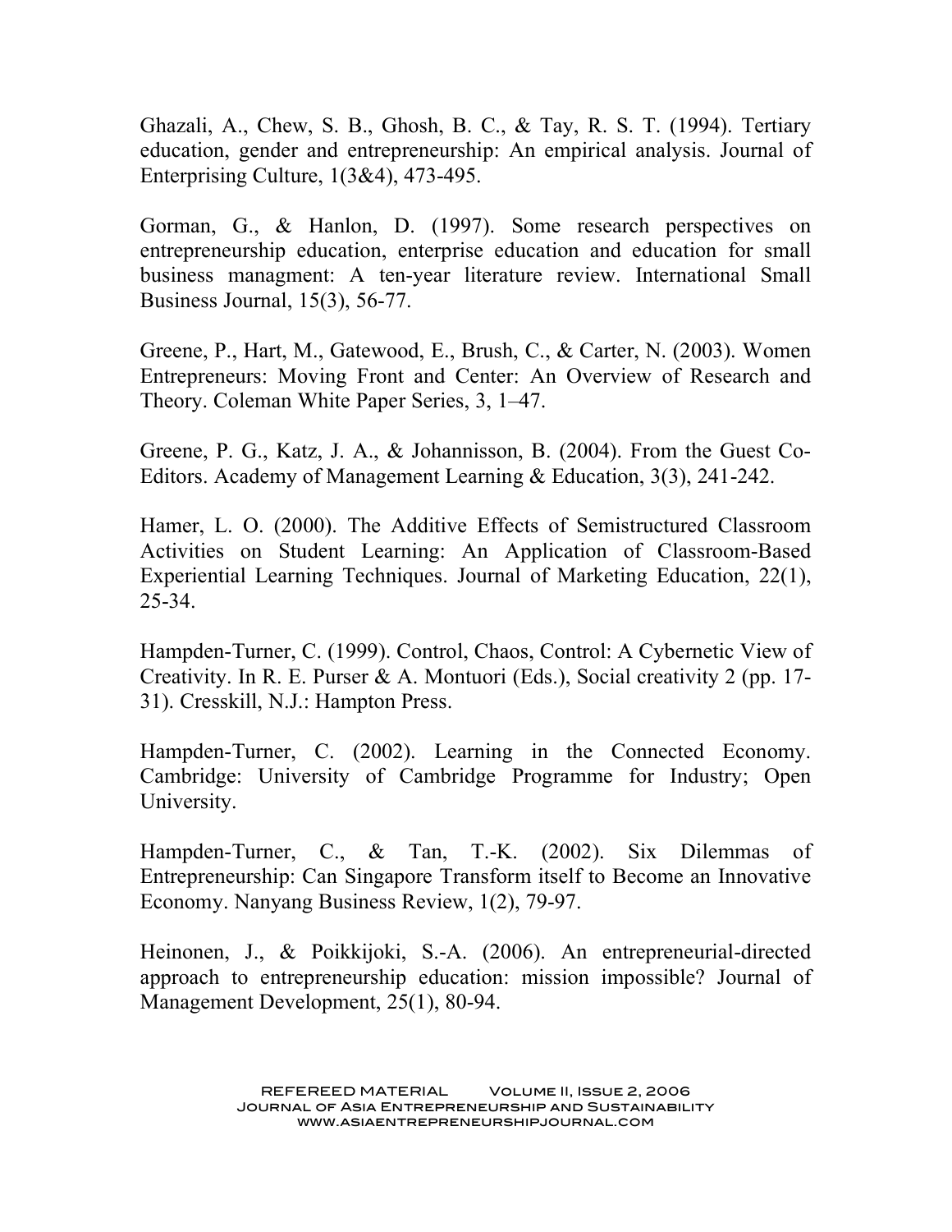Ghazali, A., Chew, S. B., Ghosh, B. C., & Tay, R. S. T. (1994). Tertiary education, gender and entrepreneurship: An empirical analysis. Journal of Enterprising Culture, 1(3&4), 473-495.

Gorman, G., & Hanlon, D. (1997). Some research perspectives on entrepreneurship education, enterprise education and education for small business managment: A ten-year literature review. International Small Business Journal, 15(3), 56-77.

Greene, P., Hart, M., Gatewood, E., Brush, C., & Carter, N. (2003). Women Entrepreneurs: Moving Front and Center: An Overview of Research and Theory. Coleman White Paper Series, 3, 1–47.

Greene, P. G., Katz, J. A., & Johannisson, B. (2004). From the Guest Co-Editors. Academy of Management Learning & Education, 3(3), 241-242.

Hamer, L. O. (2000). The Additive Effects of Semistructured Classroom Activities on Student Learning: An Application of Classroom-Based Experiential Learning Techniques. Journal of Marketing Education, 22(1), 25-34.

Hampden-Turner, C. (1999). Control, Chaos, Control: A Cybernetic View of Creativity. In R. E. Purser & A. Montuori (Eds.), Social creativity 2 (pp. 17-31). Cresskill, N.J.: Hampton Press.

Hampden-Turner, C. (2002). Learning in the Connected Economy. Cambridge: University of Cambridge Programme for Industry; Open University.

Hampden-Turner, C., & Tan, T.-K. (2002). Six Dilemmas of Entrepreneurship: Can Singapore Transform itself to Become an Innovative Economy. Nanyang Business Review, 1(2), 79-97.

Heinonen, J., & Poikkijoki, S.-A. (2006). An entrepreneurial-directed approach to entrepreneurship education: mission impossible? Journal of Management Development, 25(1), 80-94.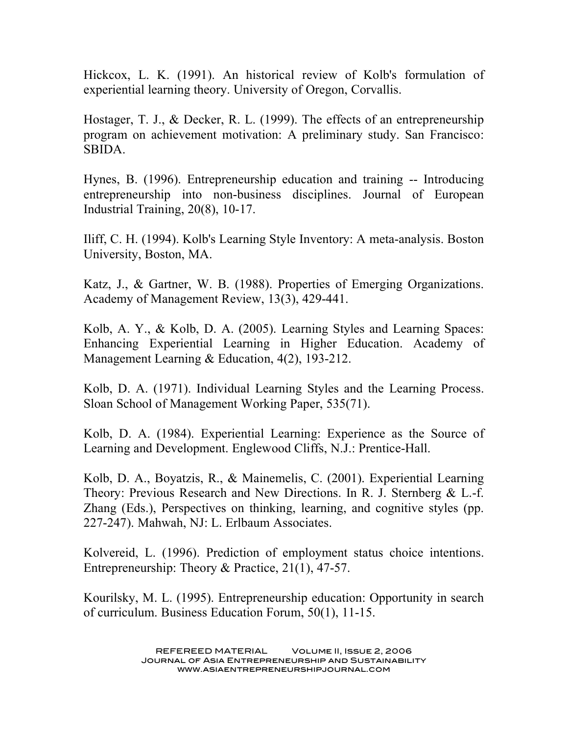Hickcox, L. K. (1991). An historical review of Kolb's formulation of experiential learning theory. University of Oregon, Corvallis.

Hostager, T. J., & Decker, R. L. (1999). The effects of an entrepreneurship program on achievement motivation: A preliminary study. San Francisco: SBIDA.

Hynes, B. (1996). Entrepreneurship education and training -- Introducing entrepreneurship into non-business disciplines. Journal of European Industrial Training, 20(8), 10-17.

Iliff, C. H. (1994). Kolb's Learning Style Inventory: A meta-analysis. Boston University, Boston, MA.

Katz, J., & Gartner, W. B. (1988). Properties of Emerging Organizations. Academy of Management Review, 13(3), 429-441.

Kolb, A. Y., & Kolb, D. A. (2005). Learning Styles and Learning Spaces: Enhancing Experiential Learning in Higher Education. Academy of Management Learning & Education, 4(2), 193-212.

Kolb, D. A. (1971). Individual Learning Styles and the Learning Process. Sloan School of Management Working Paper, 535(71).

Kolb, D. A. (1984). Experiential Learning: Experience as the Source of Learning and Development. Englewood Cliffs, N.J.: Prentice-Hall.

Kolb, D. A., Boyatzis, R., & Mainemelis, C. (2001). Experiential Learning Theory: Previous Research and New Directions. In R. J. Sternberg & L.-f. Zhang (Eds.), Perspectives on thinking, learning, and cognitive styles (pp. 227-247). Mahwah, NJ: L. Erlbaum Associates.

Kolvereid, L. (1996). Prediction of employment status choice intentions. Entrepreneurship: Theory & Practice, 21(1), 47-57.

Kourilsky, M. L. (1995). Entrepreneurship education: Opportunity in search of curriculum. Business Education Forum, 50(1), 11-15.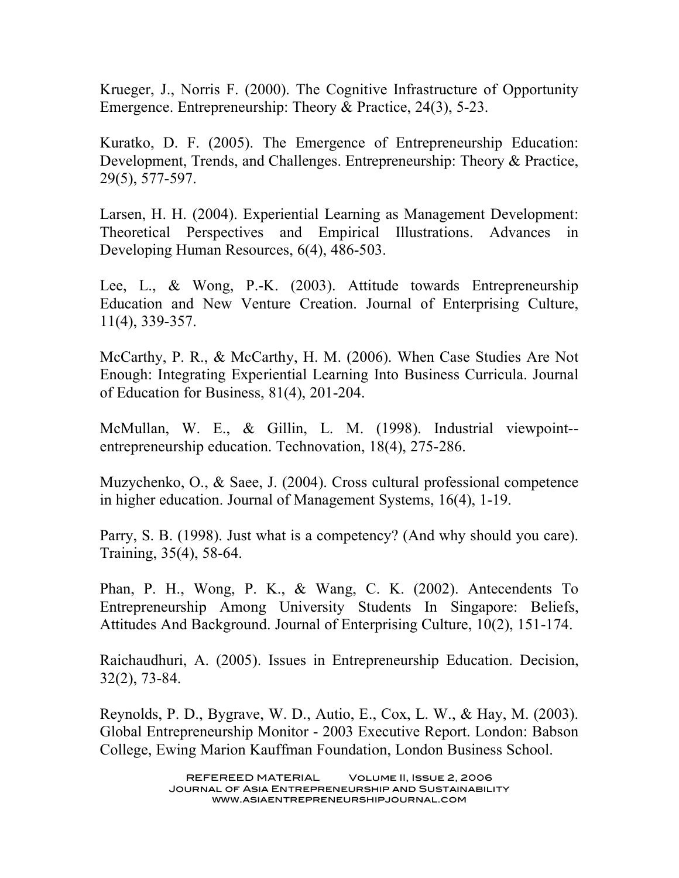Krueger, J., Norris F. (2000). The Cognitive Infrastructure of Opportunity Emergence. Entrepreneurship: Theory & Practice, 24(3), 5-23.

Kuratko, D. F. (2005). The Emergence of Entrepreneurship Education: Development, Trends, and Challenges. Entrepreneurship: Theory & Practice, 29(5), 577-597.

Larsen, H. H. (2004). Experiential Learning as Management Development: Theoretical Perspectives and Empirical Illustrations. Advances in Developing Human Resources, 6(4), 486-503.

Lee, L., & Wong, P.-K. (2003). Attitude towards Entrepreneurship Education and New Venture Creation. Journal of Enterprising Culture, 11(4), 339-357.

McCarthy, P. R., & McCarthy, H. M. (2006). When Case Studies Are Not Enough: Integrating Experiential Learning Into Business Curricula. Journal of Education for Business, 81(4), 201-204.

McMullan, W. E., & Gillin, L. M. (1998). Industrial viewpoint--entrepreneurship education. Technovation, 18(4), 275-286.

Muzychenko, O., & Saee, J. (2004). Cross cultural professional competence in higher education. Journal of Management Systems, 16(4), 1-19.

Parry, S. B. (1998). Just what is a competency? (And why should you care). Training, 35(4), 58-64.

Phan, P. H., Wong, P. K., & Wang, C. K. (2002). Antecendents To Entrepreneurship Among University Students In Singapore: Beliefs, Attitudes And Background. Journal of Enterprising Culture, 10(2), 151-174.

Raichaudhuri, A. (2005). Issues in Entrepreneurship Education. Decision, 32(2), 73-84.

Reynolds, P. D., Bygrave, W. D., Autio, E., Cox, L. W., & Hay, M. (2003). Global Entrepreneurship Monitor - 2003 Executive Report. London: Babson College, Ewing Marion Kauffman Foundation, London Business School.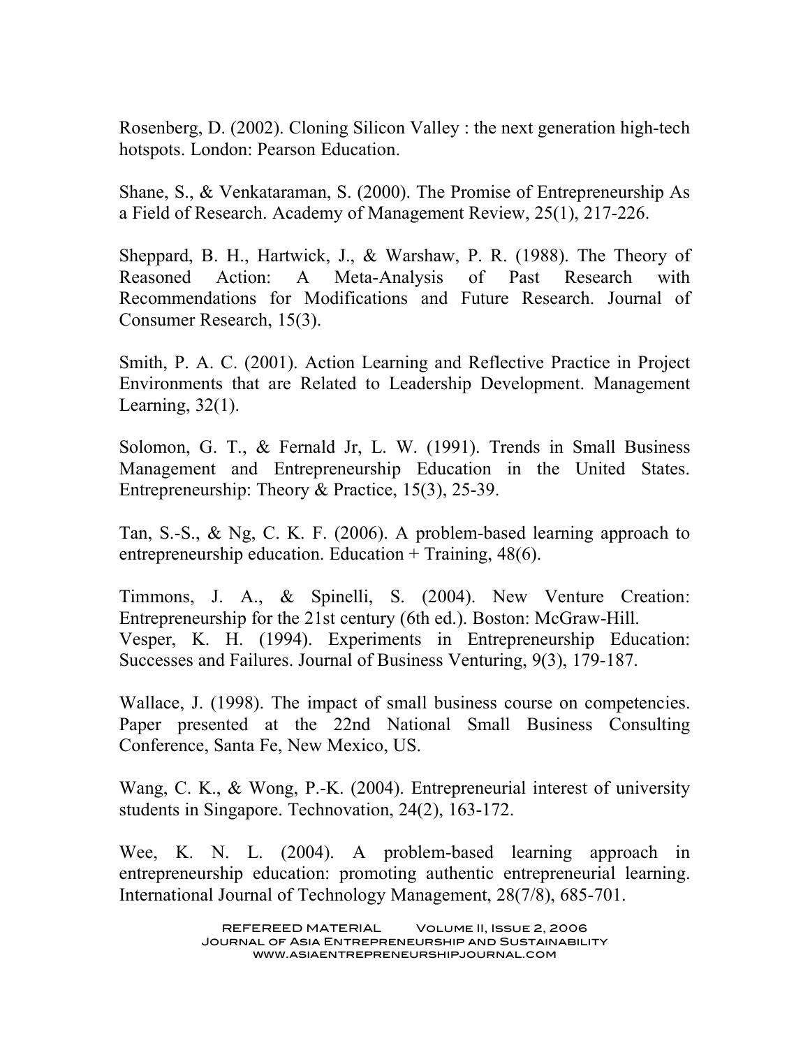Rosenberg, D. (2002). Cloning Silicon Valley : the next generation high-tech hotspots. London: Pearson Education.

Shane, S., & Venkataraman, S. (2000). The Promise of Entrepreneurship As a Field of Research. Academy of Management Review, 25(1), 217-226.

Sheppard, B. H., Hartwick, J., & Warshaw, P. R. (1988). The Theory of Reasoned Action: A Meta-Analysis of Past Research with Recommendations for Modifications and Future Research. Journal of Consumer Research, 15(3).

Smith, P. A. C. (2001). Action Learning and Reflective Practice in Project Environments that are Related to Leadership Development. Management Learning, 32(1).

Solomon, G. T., & Fernald Jr, L. W. (1991). Trends in Small Business Management and Entrepreneurship Education in the United States. Entrepreneurship: Theory & Practice, 15(3), 25-39.

Tan, S.-S., & Ng, C. K. F. (2006). A problem-based learning approach to entrepreneurship education. Education + Training, 48(6).

Timmons, J. A., & Spinelli, S. (2004). New Venture Creation: Entrepreneurship for the 21st century (6th ed.). Boston: McGraw-Hill.

Vesper, K. H. (1994). Experiments in Entrepreneurship Education: Successes and Failures. Journal of Business Venturing, 9(3), 179-187.

Wallace, J. (1998). The impact of small business course on competencies. Paper presented at the 22nd National Small Business Consulting Conference, Santa Fe, New Mexico, US.

Wang, C. K., & Wong, P.-K. (2004). Entrepreneurial interest of university students in Singapore. Technovation, 24(2), 163-172.

Wee, K. N. L. (2004). A problem-based learning approach in entrepreneurship education: promoting authentic entrepreneurial learning. International Journal of Technology Management, 28(7/8), 685-701.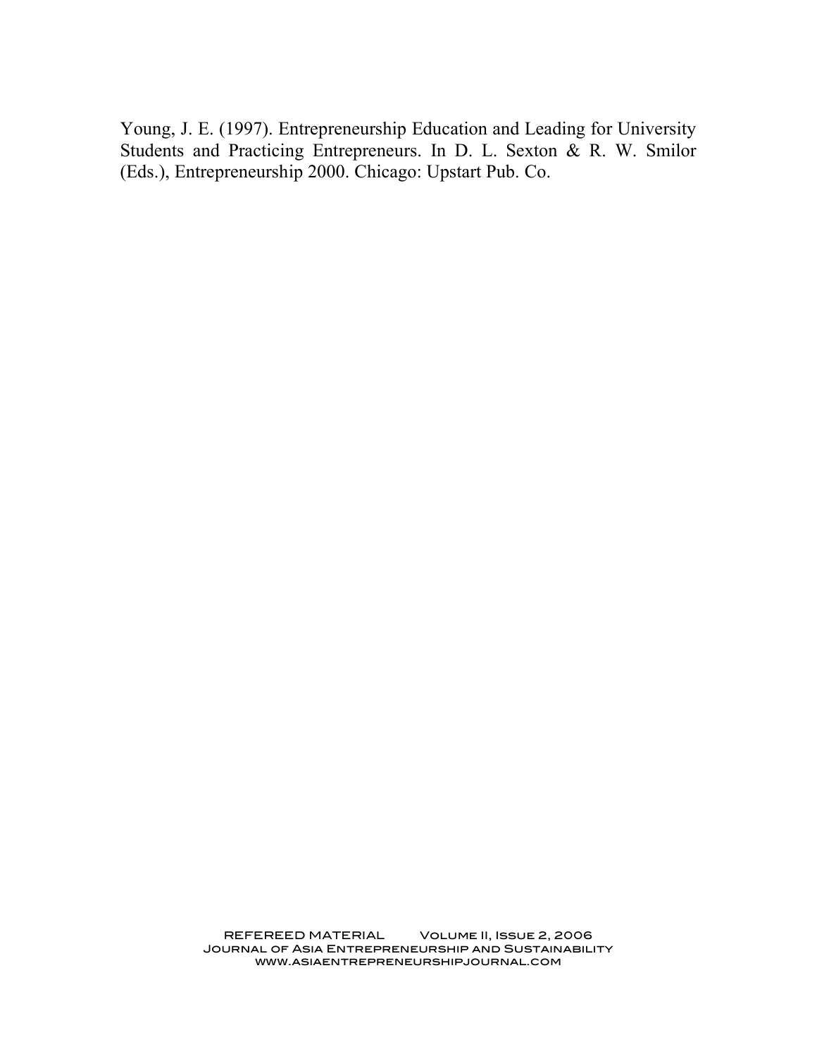Young, J. E. (1997). Entrepreneurship Education and Leading for University Students and Practicing Entrepreneurs. In D. L. Sexton & R. W. Smilor (Eds.), Entrepreneurship 2000. Chicago: Upstart Pub. Co.